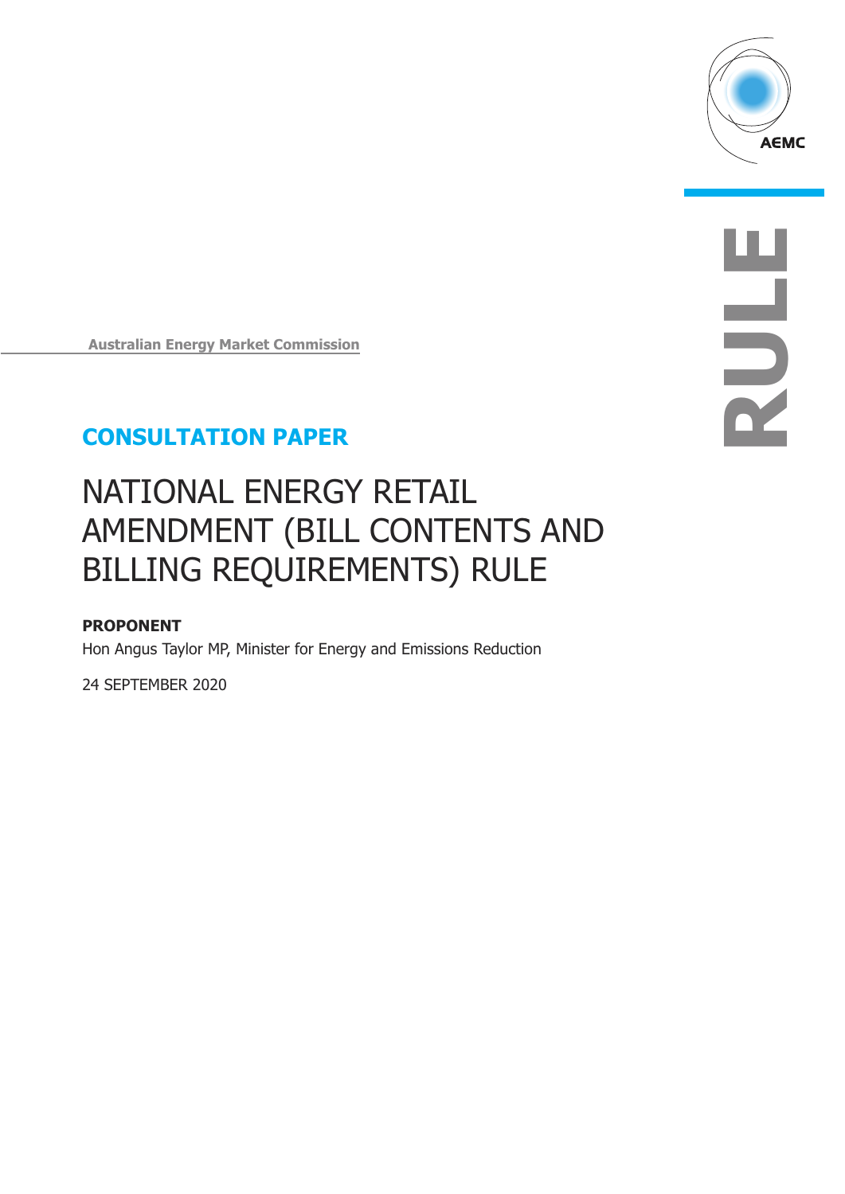Australian Energy Market Commission

**CONSULTATION PAPER**

# NATIONAL ENERGY RETAIL AMENDMENT (BILL CONTENTS AND BILLING REQUIREMENTS) RULE

**PROPONENT**

Hon Angus Taylor MP, Minister for Energy and Emissions Reduction

24 SEPTEMBER 2020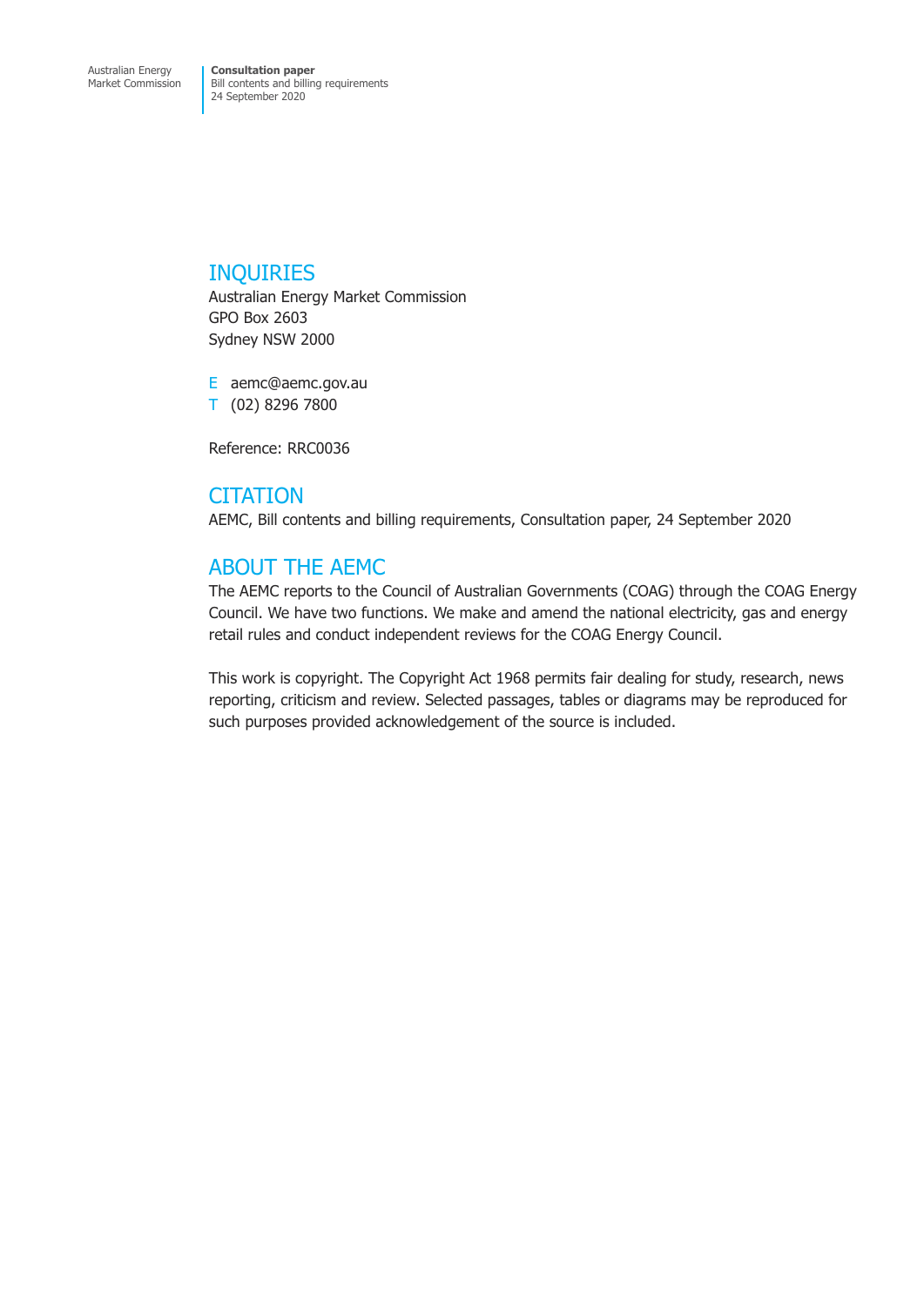## INQUIRIES

Australian Energy Market Commission
GPO Box 2603
Sydney NSW 2000

E aemc@aemc.gov.au
T (02) 8296 7800

Reference: RRC0036

## CITATION

AEMC, Bill contents and billing requirements, Consultation paper, 24 September 2020

## ABOUT THE AEMC

The AEMC reports to the Council of Australian Governments (COAG) through the COAG Energy Council. We have two functions. We make and amend the national electricity, gas and energy retail rules and conduct independent reviews for the COAG Energy Council.

This work is copyright. The Copyright Act 1968 permits fair dealing for study, research, news reporting, criticism and review. Selected passages, tables or diagrams may be reproduced for such purposes provided acknowledgement of the source is included.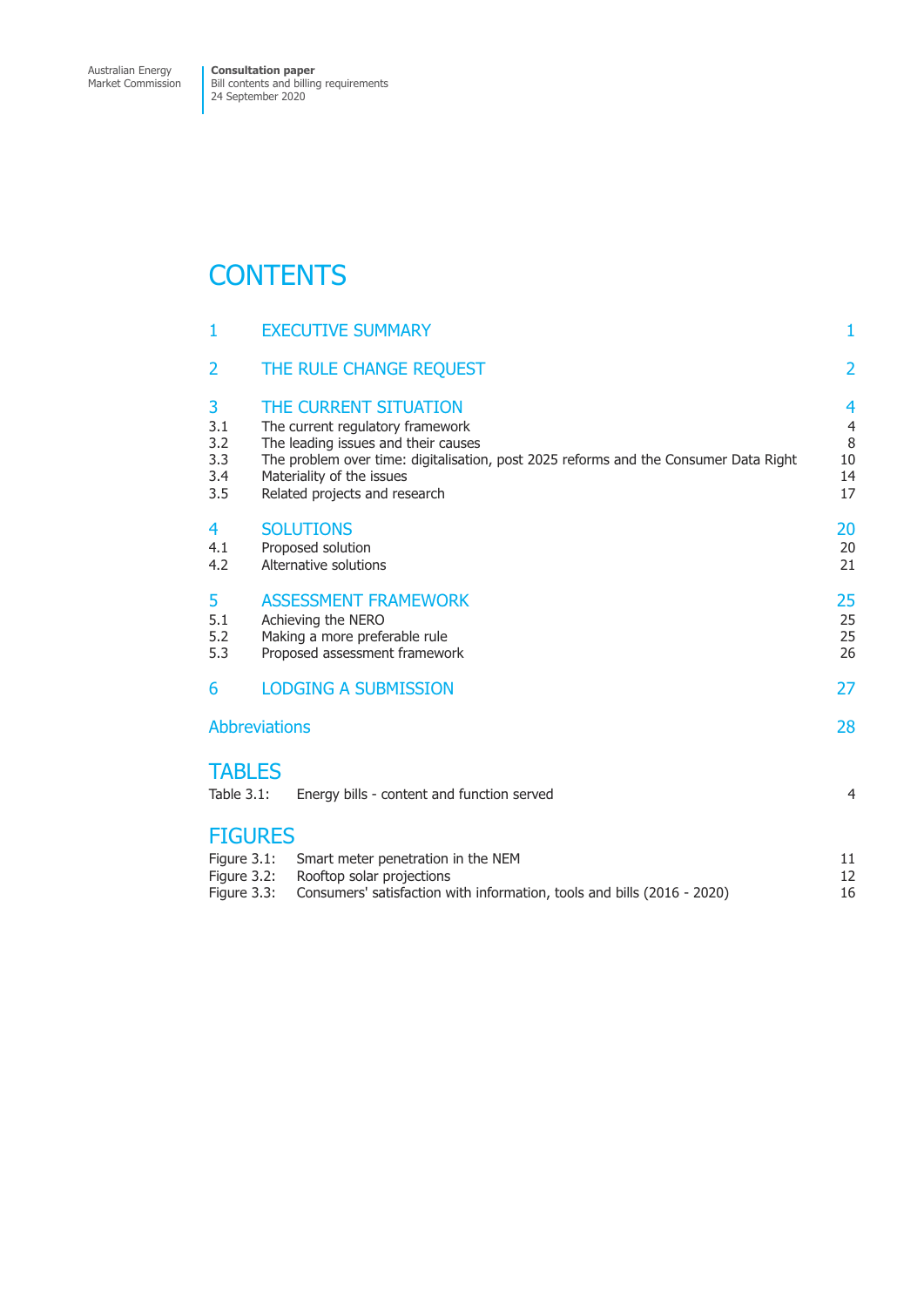# CONTENTS

| | | |
|---|---|---|
| 1 | EXECUTIVE SUMMARY | 1 |
| 2 | THE RULE CHANGE REQUEST | 2 |
| 3 | THE CURRENT SITUATION | 4 |
| 3.1 | The current regulatory framework | 4 |
| 3.2 | The leading issues and their causes | 8 |
| 3.3 | The problem over time: digitalisation, post 2025 reforms and the Consumer Data Right | 10 |
| 3.4 | Materiality of the issues | 14 |
| 3.5 | Related projects and research | 17 |
| 4 | SOLUTIONS | 20 |
| 4.1 | Proposed solution | 20 |
| 4.2 | Alternative solutions | 21 |
| 5 | ASSESSMENT FRAMEWORK | 25 |
| 5.1 | Achieving the NERO | 25 |
| 5.2 | Making a more preferable rule | 25 |
| 5.3 | Proposed assessment framework | 26 |
| 6 | LODGING A SUBMISSION | 27 |
| | Abbreviations | 28 |

## TABLES

| | | |
|---|---|---|
| Table 3.1: | Energy bills - content and function served | 4 |

## FIGURES

| | | |
|---|---|---|
| Figure 3.1: | Smart meter penetration in the NEM | 11 |
| Figure 3.2: | Rooftop solar projections | 12 |
| Figure 3.3: | Consumers' satisfaction with information, tools and bills (2016 - 2020) | 16 |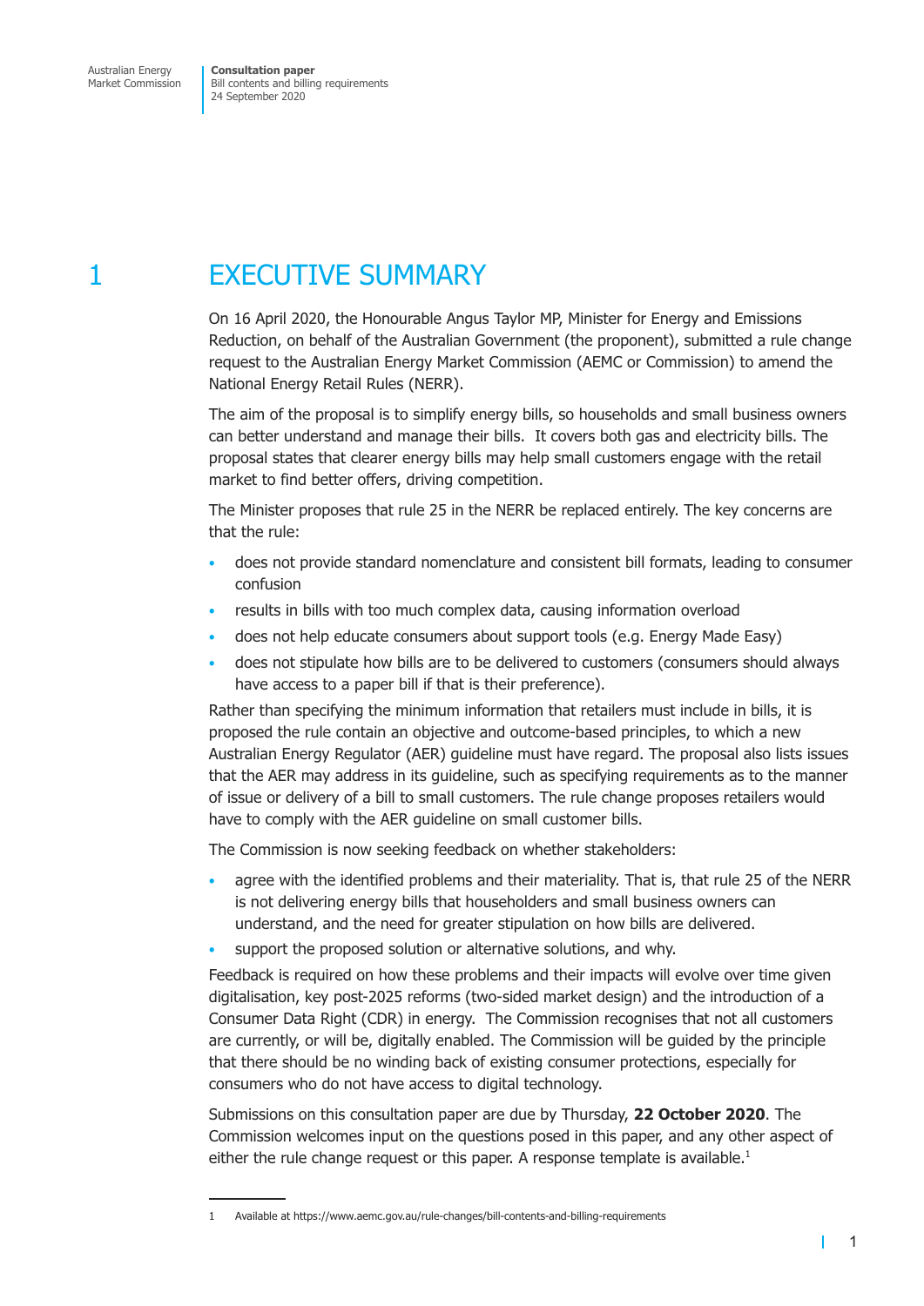# 1 EXECUTIVE SUMMARY

On 16 April 2020, the Honourable Angus Taylor MP, Minister for Energy and Emissions Reduction, on behalf of the Australian Government (the proponent), submitted a rule change request to the Australian Energy Market Commission (AEMC or Commission) to amend the National Energy Retail Rules (NERR).

The aim of the proposal is to simplify energy bills, so households and small business owners can better understand and manage their bills. It covers both gas and electricity bills. The proposal states that clearer energy bills may help small customers engage with the retail market to find better offers, driving competition.

The Minister proposes that rule 25 in the NERR be replaced entirely. The key concerns are that the rule:

- does not provide standard nomenclature and consistent bill formats, leading to consumer confusion
- results in bills with too much complex data, causing information overload
- does not help educate consumers about support tools (e.g. Energy Made Easy)
- does not stipulate how bills are to be delivered to customers (consumers should always have access to a paper bill if that is their preference).

Rather than specifying the minimum information that retailers must include in bills, it is proposed the rule contain an objective and outcome-based principles, to which a new Australian Energy Regulator (AER) guideline must have regard. The proposal also lists issues that the AER may address in its guideline, such as specifying requirements as to the manner of issue or delivery of a bill to small customers. The rule change proposes retailers would have to comply with the AER guideline on small customer bills.

The Commission is now seeking feedback on whether stakeholders:

- agree with the identified problems and their materiality. That is, that rule 25 of the NERR is not delivering energy bills that householders and small business owners can understand, and the need for greater stipulation on how bills are delivered.
- support the proposed solution or alternative solutions, and why.

Feedback is required on how these problems and their impacts will evolve over time given digitalisation, key post-2025 reforms (two-sided market design) and the introduction of a Consumer Data Right (CDR) in energy. The Commission recognises that not all customers are currently, or will be, digitally enabled. The Commission will be guided by the principle that there should be no winding back of existing consumer protections, especially for consumers who do not have access to digital technology.

Submissions on this consultation paper are due by Thursday, **22 October 2020**. The Commission welcomes input on the questions posed in this paper, and any other aspect of either the rule change request or this paper. A response template is available.[1]

---

1 Available at https://www.aemc.gov.au/rule-changes/bill-contents-and-billing-requirements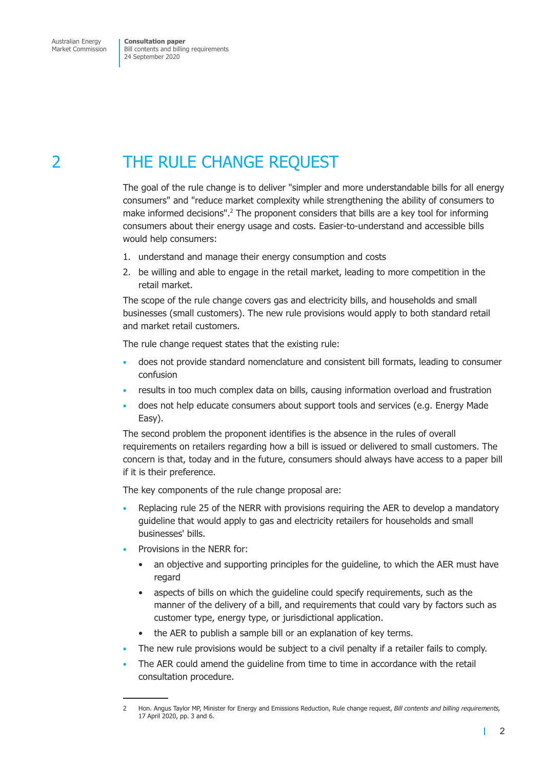# 2 THE RULE CHANGE REQUEST

The goal of the rule change is to deliver "simpler and more understandable bills for all energy consumers" and "reduce market complexity while strengthening the ability of consumers to make informed decisions".[2] The proponent considers that bills are a key tool for informing consumers about their energy usage and costs. Easier-to-understand and accessible bills would help consumers:

1. understand and manage their energy consumption and costs
2. be willing and able to engage in the retail market, leading to more competition in the retail market.

The scope of the rule change covers gas and electricity bills, and households and small businesses (small customers). The new rule provisions would apply to both standard retail and market retail customers.

The rule change request states that the existing rule:

- does not provide standard nomenclature and consistent bill formats, leading to consumer confusion
- results in too much complex data on bills, causing information overload and frustration
- does not help educate consumers about support tools and services (e.g. Energy Made Easy).

The second problem the proponent identifies is the absence in the rules of overall requirements on retailers regarding how a bill is issued or delivered to small customers. The concern is that, today and in the future, consumers should always have access to a paper bill if it is their preference.

The key components of the rule change proposal are:

- Replacing rule 25 of the NERR with provisions requiring the AER to develop a mandatory guideline that would apply to gas and electricity retailers for households and small businesses' bills.
- Provisions in the NERR for:
  - an objective and supporting principles for the guideline, to which the AER must have regard
  - aspects of bills on which the guideline could specify requirements, such as the manner of the delivery of a bill, and requirements that could vary by factors such as customer type, energy type, or jurisdictional application.
  - the AER to publish a sample bill or an explanation of key terms.
- The new rule provisions would be subject to a civil penalty if a retailer fails to comply.
- The AER could amend the guideline from time to time in accordance with the retail consultation procedure.

---

2 Hon. Angus Taylor MP, Minister for Energy and Emissions Reduction, Rule change request, *Bill contents and billing requirements,* 17 April 2020, pp. 3 and 6.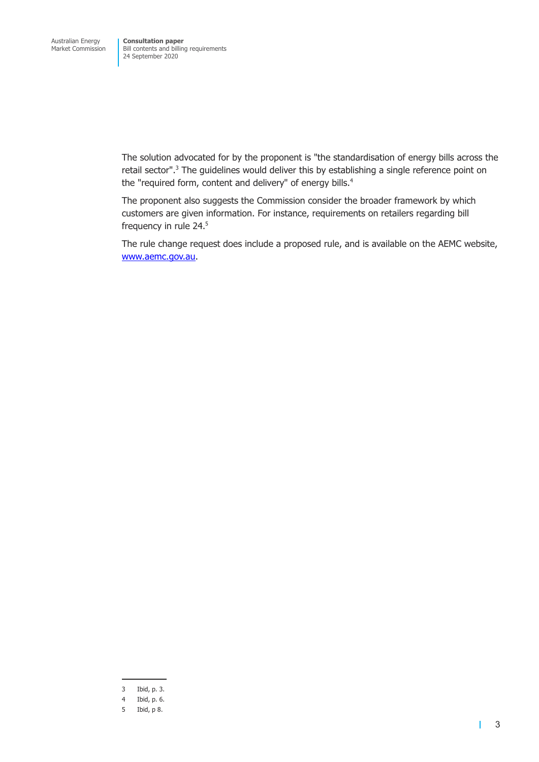The solution advocated for by the proponent is "the standardisation of energy bills across the retail sector".[3] The guidelines would deliver this by establishing a single reference point on the "required form, content and delivery" of energy bills.[4]

The proponent also suggests the Commission consider the broader framework by which customers are given information. For instance, requirements on retailers regarding bill frequency in rule 24.[5]

The rule change request does include a proposed rule, and is available on the AEMC website, [www.aemc.gov.au](http://www.aemc.gov.au).

---

3 Ibid, p. 3.

4 Ibid, p. 6.

5 Ibid, p 8.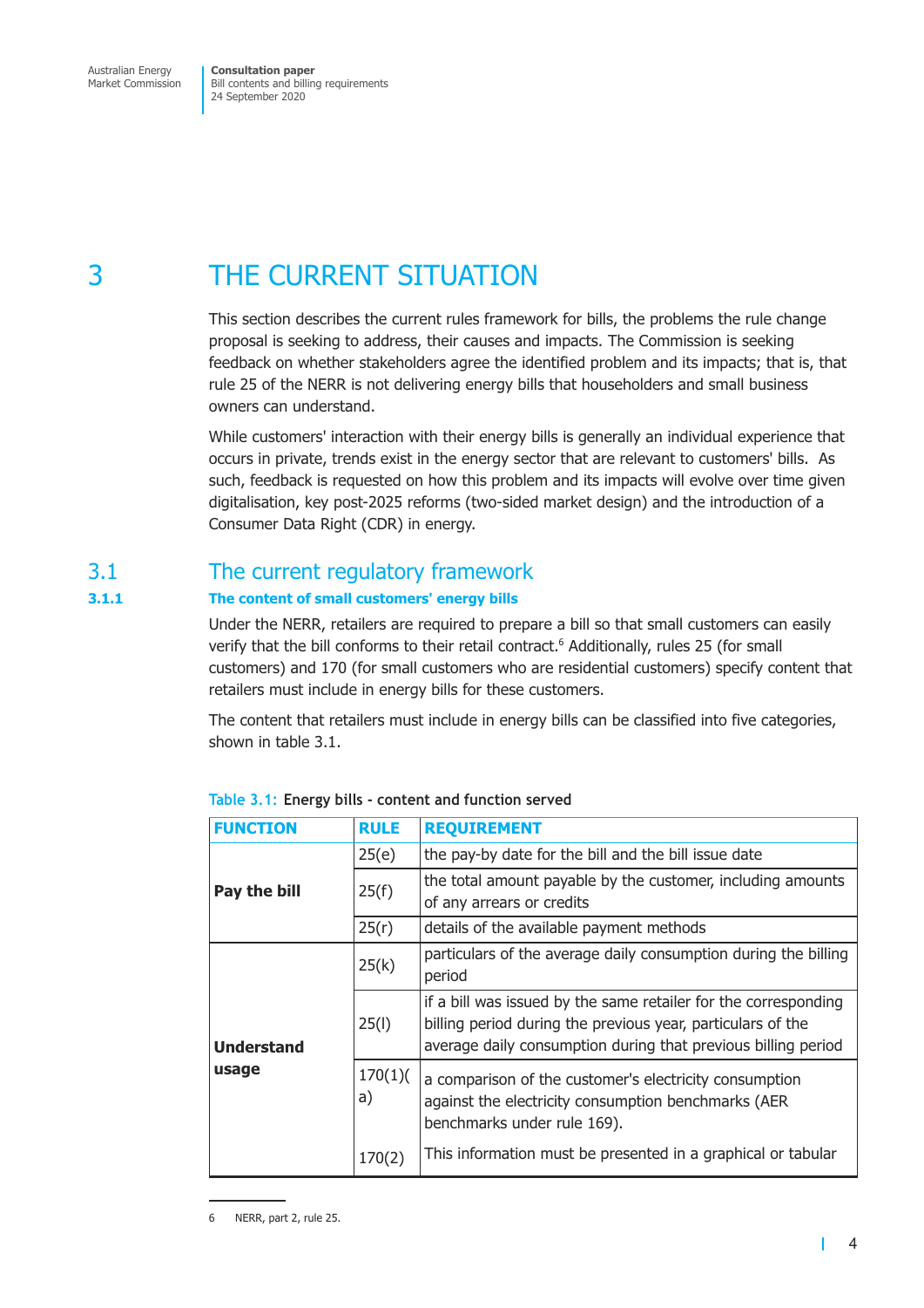// Original page 4

# 3 THE CURRENT SITUATION

This section describes the current rules framework for bills, the problems the rule change proposal is seeking to address, their causes and impacts. The Commission is seeking feedback on whether stakeholders agree the identified problem and its impacts; that is, that rule 25 of the NERR is not delivering energy bills that householders and small business owners can understand.

While customers' interaction with their energy bills is generally an individual experience that occurs in private, trends exist in the energy sector that are relevant to customers' bills. As such, feedback is requested on how this problem and its impacts will evolve over time given digitalisation, key post-2025 reforms (two-sided market design) and the introduction of a Consumer Data Right (CDR) in energy.

## 3.1 The current regulatory framework

### 3.1.1 The content of small customers' energy bills

Under the NERR, retailers are required to prepare a bill so that small customers can easily verify that the bill conforms to their retail contract.[6] Additionally, rules 25 (for small customers) and 170 (for small customers who are residential customers) specify content that retailers must include in energy bills for these customers.

The content that retailers must include in energy bills can be classified into five categories, shown in table 3.1.

**Table 3.1: Energy bills - content and function served**

| FUNCTION | RULE | REQUIREMENT |
|---|---|---|
| **Pay the bill** | 25(e) | the pay-by date for the bill and the bill issue date |
| | 25(f) | the total amount payable by the customer, including amounts of any arrears or credits |
| | 25(r) | details of the available payment methods |
| **Understand usage** | 25(k) | particulars of the average daily consumption during the billing period |
| | 25(l) | if a bill was issued by the same retailer for the corresponding billing period during the previous year, particulars of the average daily consumption during that previous billing period |
| | 170(1)(a) | a comparison of the customer's electricity consumption against the electricity consumption benchmarks (AER benchmarks under rule 169). |
| | 170(2) | This information must be presented in a graphical or tabular |

6 NERR, part 2, rule 25.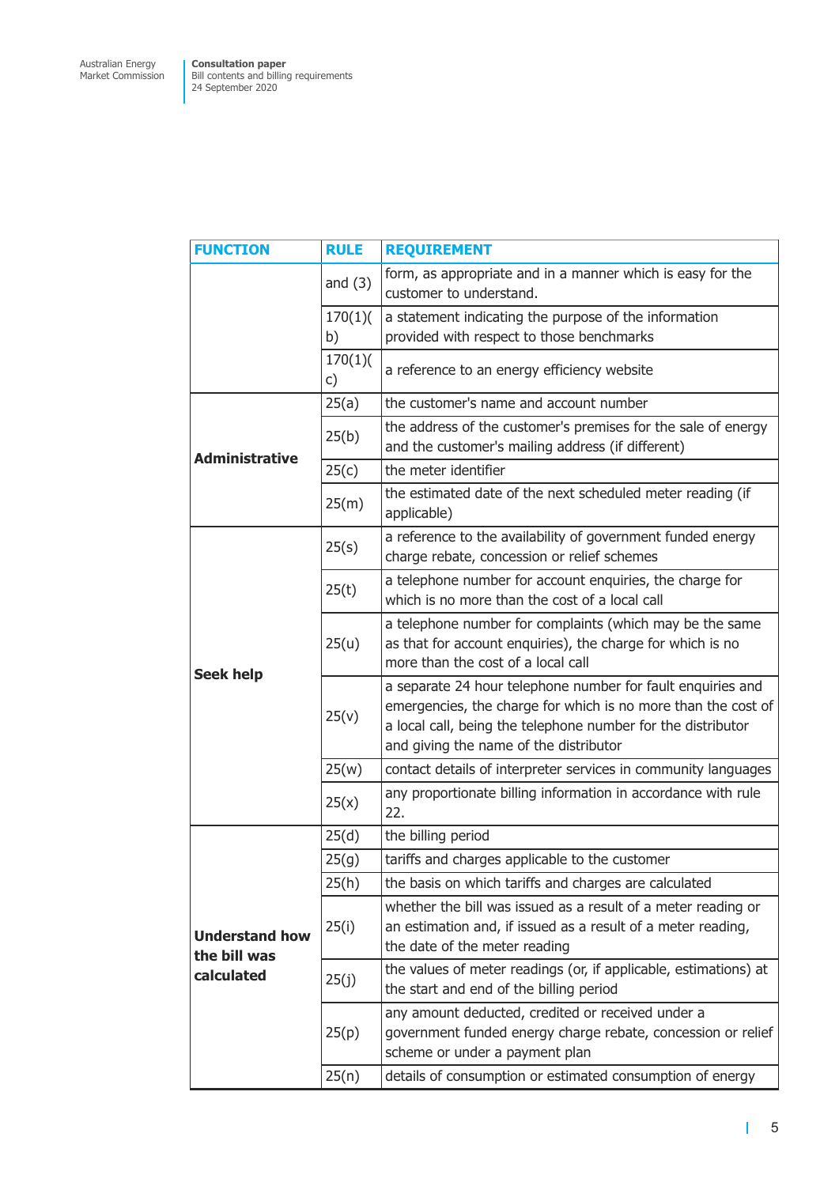| FUNCTION | RULE | REQUIREMENT |
|---|---|---|
| | and (3) | form, as appropriate and in a manner which is easy for the customer to understand. |
| | 170(1)(b) | a statement indicating the purpose of the information provided with respect to those benchmarks |
| | 170(1)(c) | a reference to an energy efficiency website |
| **Administrative** | 25(a) | the customer's name and account number |
| | 25(b) | the address of the customer's premises for the sale of energy and the customer's mailing address (if different) |
| | 25(c) | the meter identifier |
| | 25(m) | the estimated date of the next scheduled meter reading (if applicable) |
| **Seek help** | 25(s) | a reference to the availability of government funded energy charge rebate, concession or relief schemes |
| | 25(t) | a telephone number for account enquiries, the charge for which is no more than the cost of a local call |
| | 25(u) | a telephone number for complaints (which may be the same as that for account enquiries), the charge for which is no more than the cost of a local call |
| | 25(v) | a separate 24 hour telephone number for fault enquiries and emergencies, the charge for which is no more than the cost of a local call, being the telephone number for the distributor and giving the name of the distributor |
| | 25(w) | contact details of interpreter services in community languages |
| | 25(x) | any proportionate billing information in accordance with rule 22. |
| **Understand how the bill was calculated** | 25(d) | the billing period |
| | 25(g) | tariffs and charges applicable to the customer |
| | 25(h) | the basis on which tariffs and charges are calculated |
| | 25(i) | whether the bill was issued as a result of a meter reading or an estimation and, if issued as a result of a meter reading, the date of the meter reading |
| | 25(j) | the values of meter readings (or, if applicable, estimations) at the start and end of the billing period |
| | 25(p) | any amount deducted, credited or received under a government funded energy charge rebate, concession or relief scheme or under a payment plan |
| | 25(n) | details of consumption or estimated consumption of energy |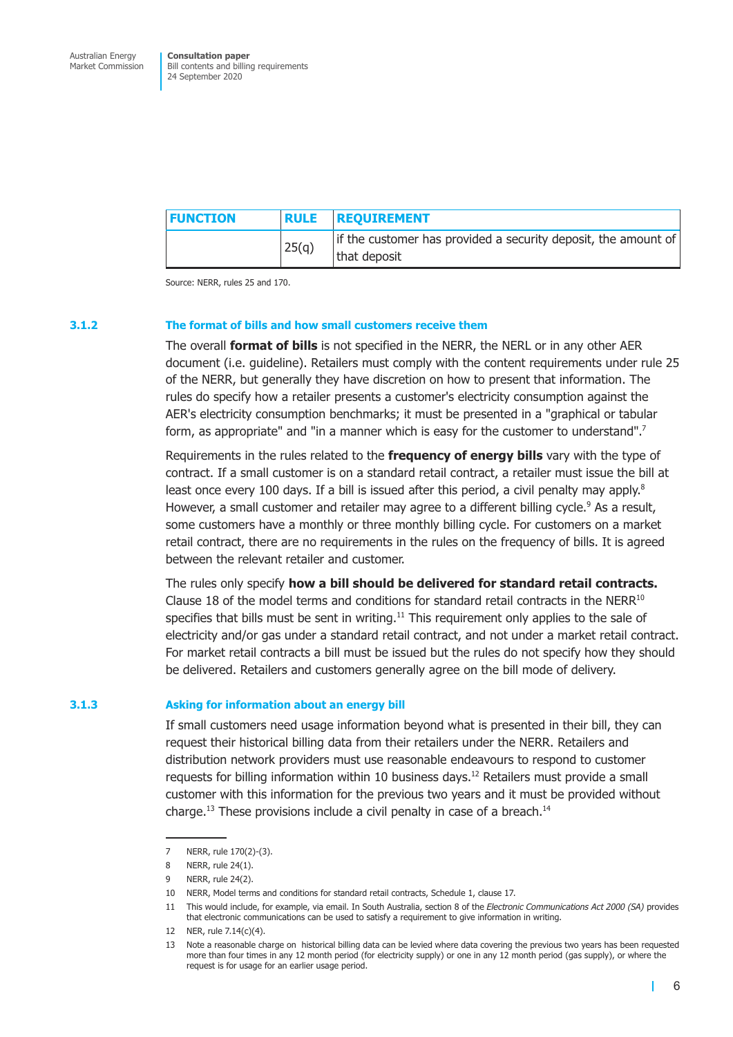| FUNCTION | RULE | REQUIREMENT |
| --- | --- | --- |
| | 25(q) | if the customer has provided a security deposit, the amount of that deposit |

Source: NERR, rules 25 and 170.

### 3.1.2 The format of bills and how small customers receive them

The overall **format of bills** is not specified in the NERR, the NERL or in any other AER document (i.e. guideline). Retailers must comply with the content requirements under rule 25 of the NERR, but generally they have discretion on how to present that information. The rules do specify how a retailer presents a customer's electricity consumption against the AER's electricity consumption benchmarks; it must be presented in a "graphical or tabular form, as appropriate" and "in a manner which is easy for the customer to understand".[7]

Requirements in the rules related to the **frequency of energy bills** vary with the type of contract. If a small customer is on a standard retail contract, a retailer must issue the bill at least once every 100 days. If a bill is issued after this period, a civil penalty may apply.[8] However, a small customer and retailer may agree to a different billing cycle.[9] As a result, some customers have a monthly or three monthly billing cycle. For customers on a market retail contract, there are no requirements in the rules on the frequency of bills. It is agreed between the relevant retailer and customer.

The rules only specify **how a bill should be delivered for standard retail contracts.** Clause 18 of the model terms and conditions for standard retail contracts in the NERR[10] specifies that bills must be sent in writing.[11] This requirement only applies to the sale of electricity and/or gas under a standard retail contract, and not under a market retail contract. For market retail contracts a bill must be issued but the rules do not specify how they should be delivered. Retailers and customers generally agree on the bill mode of delivery.

### 3.1.3 Asking for information about an energy bill

If small customers need usage information beyond what is presented in their bill, they can request their historical billing data from their retailers under the NERR. Retailers and distribution network providers must use reasonable endeavours to respond to customer requests for billing information within 10 business days.[12] Retailers must provide a small customer with this information for the previous two years and it must be provided without charge.[13] These provisions include a civil penalty in case of a breach.[14]

---

7 NERR, rule 170(2)-(3).

8 NERR, rule 24(1).

9 NERR, rule 24(2).

10 NERR, Model terms and conditions for standard retail contracts, Schedule 1, clause 17.

11 This would include, for example, via email. In South Australia, section 8 of the *Electronic Communications Act 2000 (SA)* provides that electronic communications can be used to satisfy a requirement to give information in writing.

12 NER, rule 7.14(c)(4).

13 Note a reasonable charge on historical billing data can be levied where data covering the previous two years has been requested more than four times in any 12 month period (for electricity supply) or one in any 12 month period (gas supply), or where the request is for usage for an earlier usage period.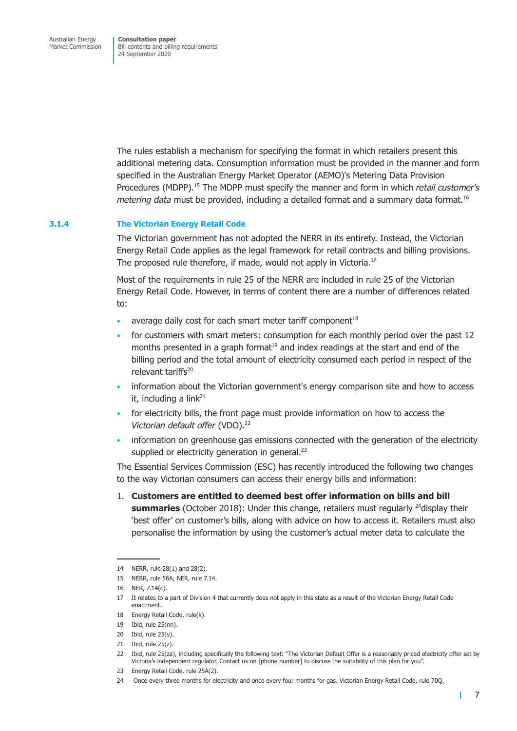The rules establish a mechanism for specifying the format in which retailers present this additional metering data. Consumption information must be provided in the manner and form specified in the Australian Energy Market Operator (AEMO)'s Metering Data Provision Procedures (MDPP).[15] The MDPP must specify the manner and form in which *retail customer's metering data* must be provided, including a detailed format and a summary data format.[16]

### 3.1.4 The Victorian Energy Retail Code

The Victorian government has not adopted the NERR in its entirety. Instead, the Victorian Energy Retail Code applies as the legal framework for retail contracts and billing provisions. The proposed rule therefore, if made, would not apply in Victoria.[17]

Most of the requirements in rule 25 of the NERR are included in rule 25 of the Victorian Energy Retail Code. However, in terms of content there are a number of differences related to:

- average daily cost for each smart meter tariff component[18]
- for customers with smart meters: consumption for each monthly period over the past 12 months presented in a graph format[19] and index readings at the start and end of the billing period and the total amount of electricity consumed each period in respect of the relevant tariffs[20]
- information about the Victorian government's energy comparison site and how to access it, including a link[21]
- for electricity bills, the front page must provide information on how to access the *Victorian default offer* (VDO).[22]
- information on greenhouse gas emissions connected with the generation of the electricity supplied or electricity generation in general.[23]

The Essential Services Commission (ESC) has recently introduced the following two changes to the way Victorian consumers can access their energy bills and information:

1. **Customers are entitled to deemed best offer information on bills and bill summaries** (October 2018): Under this change, retailers must regularly [24]display their 'best offer' on customer's bills, along with advice on how to access it. Retailers must also personalise the information by using the customer's actual meter data to calculate the

---

14 NERR, rule 28(1) and 28(2).

15 NERR, rule 56A; NER, rule 7.14.

16 NER, 7.14(c).

17 It relates to a part of Division 4 that currently does not apply in this state as a result of the Victorian Energy Retail Code enactment.

18 Energy Retail Code, rule(k).

19 Ibid, rule 25(nn).

20 Ibid, rule 25(y).

21 Ibid, rule 25(z).

22 Ibid, rule 25(za), including specifically the following text: "The Victorian Default Offer is a reasonably priced electricity offer set by Victoria's independent regulator. Contact us on [phone number] to discuss the suitability of this plan for you".

23 Energy Retail Code, rule 25A(2).

24 Once every three months for electricity and once every four months for gas. Victorian Energy Retail Code, rule 70Q.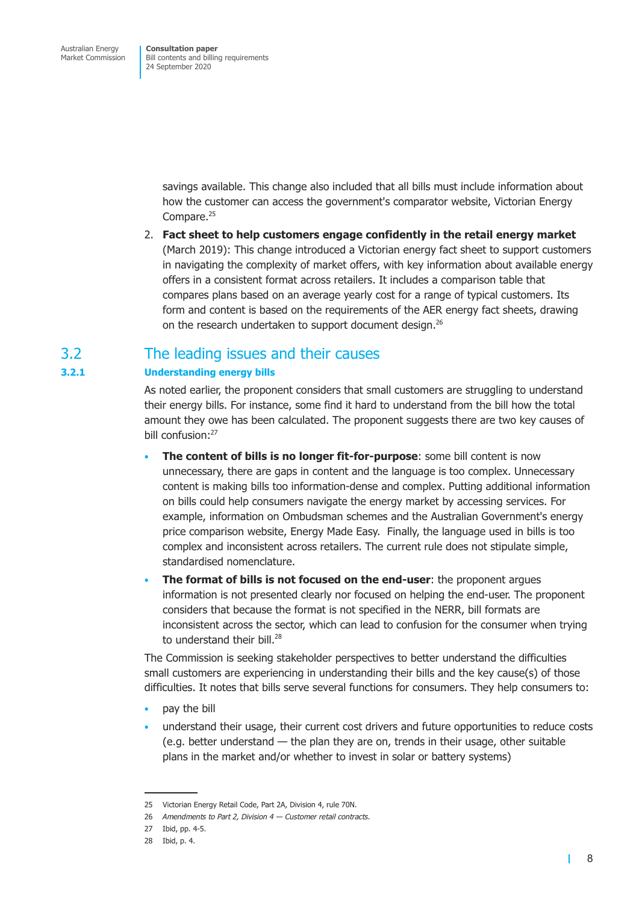savings available. This change also included that all bills must include information about how the customer can access the government's comparator website, Victorian Energy Compare.[25]

2. **Fact sheet to help customers engage confidently in the retail energy market** (March 2019): This change introduced a Victorian energy fact sheet to support customers in navigating the complexity of market offers, with key information about available energy offers in a consistent format across retailers. It includes a comparison table that compares plans based on an average yearly cost for a range of typical customers. Its form and content is based on the requirements of the AER energy fact sheets, drawing on the research undertaken to support document design.[26]

## 3.2 The leading issues and their causes

### 3.2.1 Understanding energy bills

As noted earlier, the proponent considers that small customers are struggling to understand their energy bills. For instance, some find it hard to understand from the bill how the total amount they owe has been calculated. The proponent suggests there are two key causes of bill confusion:[27]

- **The content of bills is no longer fit-for-purpose**: some bill content is now unnecessary, there are gaps in content and the language is too complex. Unnecessary content is making bills too information-dense and complex. Putting additional information on bills could help consumers navigate the energy market by accessing services. For example, information on Ombudsman schemes and the Australian Government's energy price comparison website, Energy Made Easy. Finally, the language used in bills is too complex and inconsistent across retailers. The current rule does not stipulate simple, standardised nomenclature.
- **The format of bills is not focused on the end-user**: the proponent argues information is not presented clearly nor focused on helping the end-user. The proponent considers that because the format is not specified in the NERR, bill formats are inconsistent across the sector, which can lead to confusion for the consumer when trying to understand their bill.[28]

The Commission is seeking stakeholder perspectives to better understand the difficulties small customers are experiencing in understanding their bills and the key cause(s) of those difficulties. It notes that bills serve several functions for consumers. They help consumers to:

- pay the bill
- understand their usage, their current cost drivers and future opportunities to reduce costs (e.g. better understand — the plan they are on, trends in their usage, other suitable plans in the market and/or whether to invest in solar or battery systems)

---

25 Victorian Energy Retail Code, Part 2A, Division 4, rule 70N.

26 *Amendments to Part 2, Division 4 — Customer retail contracts.*

27 Ibid, pp. 4-5.

28 Ibid, p. 4.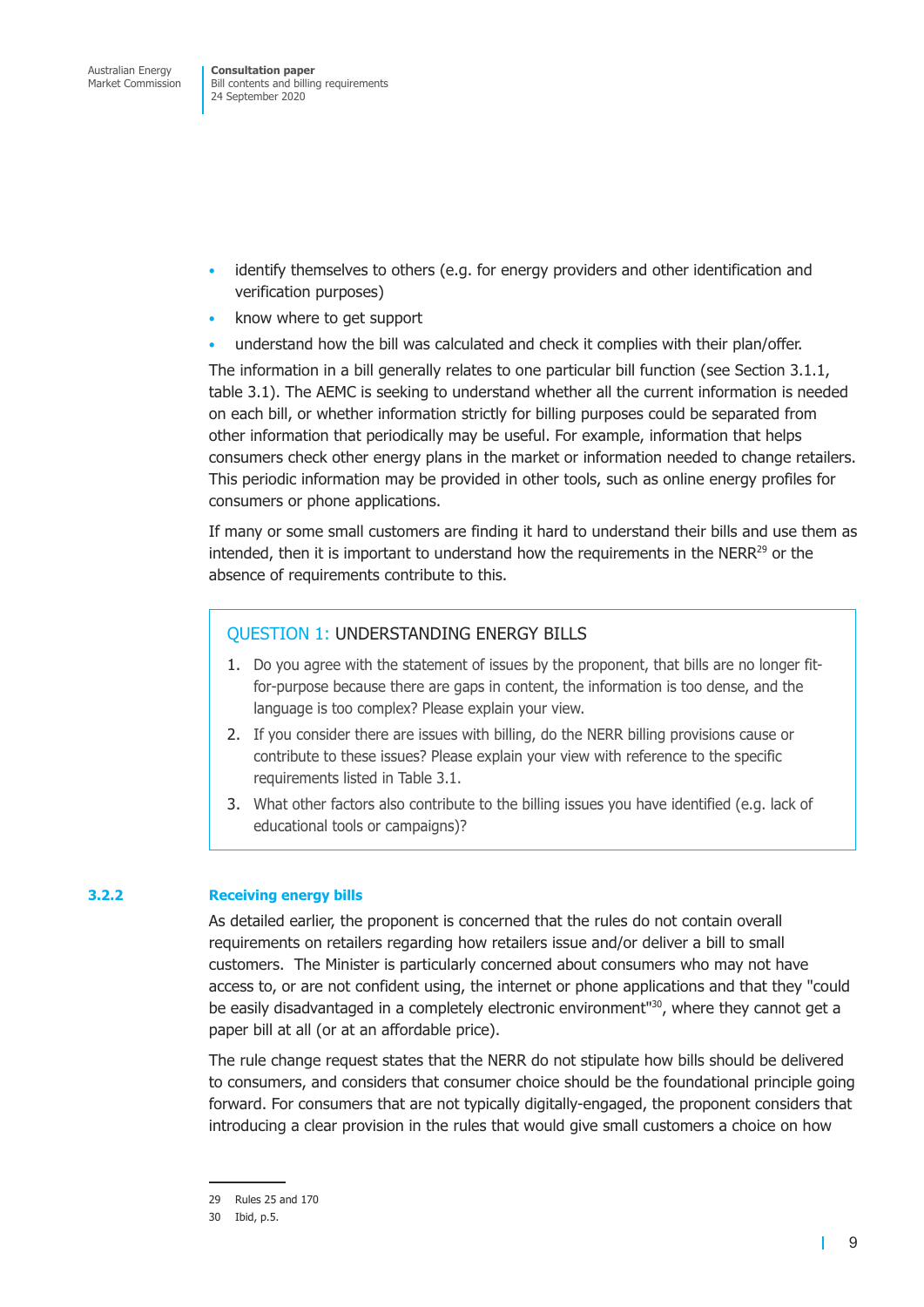- identify themselves to others (e.g. for energy providers and other identification and verification purposes)
- know where to get support
- understand how the bill was calculated and check it complies with their plan/offer.

The information in a bill generally relates to one particular bill function (see Section 3.1.1, table 3.1). The AEMC is seeking to understand whether all the current information is needed on each bill, or whether information strictly for billing purposes could be separated from other information that periodically may be useful. For example, information that helps consumers check other energy plans in the market or information needed to change retailers. This periodic information may be provided in other tools, such as online energy profiles for consumers or phone applications.

If many or some small customers are finding it hard to understand their bills and use them as intended, then it is important to understand how the requirements in the NERR[29] or the absence of requirements contribute to this.

> **QUESTION 1: UNDERSTANDING ENERGY BILLS**
>
> 1. Do you agree with the statement of issues by the proponent, that bills are no longer fit-for-purpose because there are gaps in content, the information is too dense, and the language is too complex? Please explain your view.
> 2. If you consider there are issues with billing, do the NERR billing provisions cause or contribute to these issues? Please explain your view with reference to the specific requirements listed in Table 3.1.
> 3. What other factors also contribute to the billing issues you have identified (e.g. lack of educational tools or campaigns)?

### 3.2.2 Receiving energy bills

As detailed earlier, the proponent is concerned that the rules do not contain overall requirements on retailers regarding how retailers issue and/or deliver a bill to small customers. The Minister is particularly concerned about consumers who may not have access to, or are not confident using, the internet or phone applications and that they "could be easily disadvantaged in a completely electronic environment"[30], where they cannot get a paper bill at all (or at an affordable price).

The rule change request states that the NERR do not stipulate how bills should be delivered to consumers, and considers that consumer choice should be the foundational principle going forward. For consumers that are not typically digitally-engaged, the proponent considers that introducing a clear provision in the rules that would give small customers a choice on how

---

29 Rules 25 and 170

30 Ibid, p.5.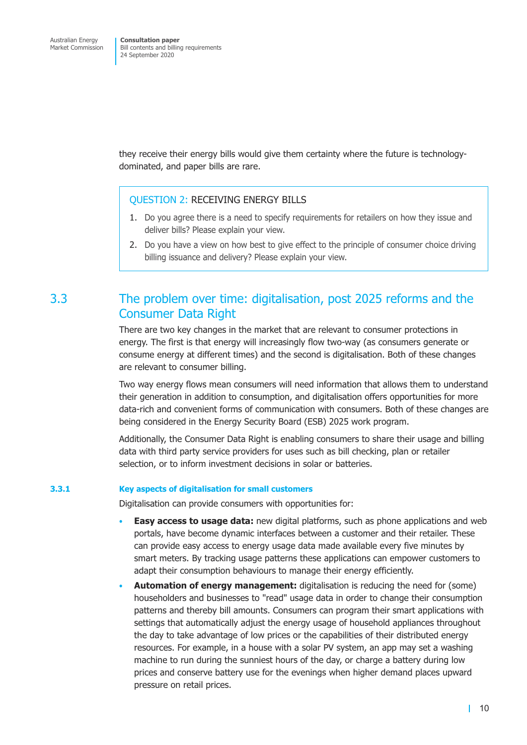they receive their energy bills would give them certainty where the future is technology-dominated, and paper bills are rare.

> QUESTION 2: RECEIVING ENERGY BILLS
>
> 1. Do you agree there is a need to specify requirements for retailers on how they issue and deliver bills? Please explain your view.
> 2. Do you have a view on how best to give effect to the principle of consumer choice driving billing issuance and delivery? Please explain your view.

## 3.3 The problem over time: digitalisation, post 2025 reforms and the Consumer Data Right

There are two key changes in the market that are relevant to consumer protections in energy. The first is that energy will increasingly flow two-way (as consumers generate or consume energy at different times) and the second is digitalisation. Both of these changes are relevant to consumer billing.

Two way energy flows mean consumers will need information that allows them to understand their generation in addition to consumption, and digitalisation offers opportunities for more data-rich and convenient forms of communication with consumers. Both of these changes are being considered in the Energy Security Board (ESB) 2025 work program.

Additionally, the Consumer Data Right is enabling consumers to share their usage and billing data with third party service providers for uses such as bill checking, plan or retailer selection, or to inform investment decisions in solar or batteries.

### 3.3.1 Key aspects of digitalisation for small customers

Digitalisation can provide consumers with opportunities for:

- **Easy access to usage data:** new digital platforms, such as phone applications and web portals, have become dynamic interfaces between a customer and their retailer. These can provide easy access to energy usage data made available every five minutes by smart meters. By tracking usage patterns these applications can empower customers to adapt their consumption behaviours to manage their energy efficiently.
- **Automation of energy management:** digitalisation is reducing the need for (some) householders and businesses to "read" usage data in order to change their consumption patterns and thereby bill amounts. Consumers can program their smart applications with settings that automatically adjust the energy usage of household appliances throughout the day to take advantage of low prices or the capabilities of their distributed energy resources. For example, in a house with a solar PV system, an app may set a washing machine to run during the sunniest hours of the day, or charge a battery during low prices and conserve battery use for the evenings when higher demand places upward pressure on retail prices.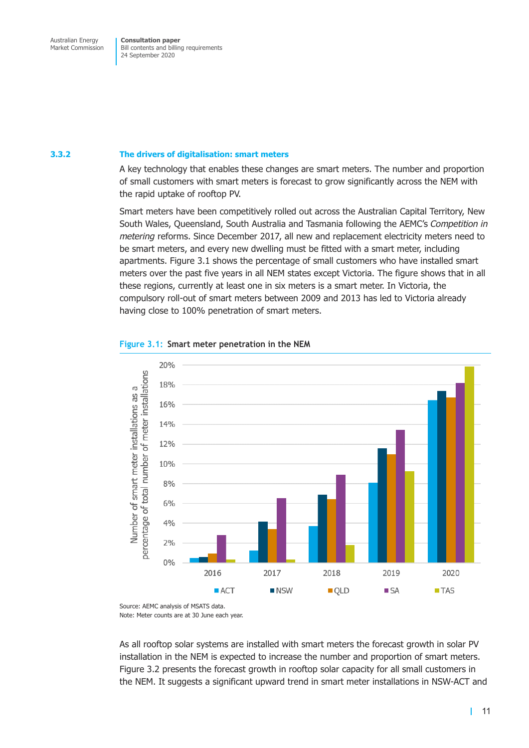### 3.3.2 The drivers of digitalisation: smart meters

A key technology that enables these changes are smart meters. The number and proportion of small customers with smart meters is forecast to grow significantly across the NEM with the rapid uptake of rooftop PV.

Smart meters have been competitively rolled out across the Australian Capital Territory, New South Wales, Queensland, South Australia and Tasmania following the AEMC's *Competition in metering* reforms. Since December 2017, all new and replacement electricity meters need to be smart meters, and every new dwelling must be fitted with a smart meter, including apartments. Figure 3.1 shows the percentage of small customers who have installed smart meters over the past five years in all NEM states except Victoria. The figure shows that in all these regions, currently at least one in six meters is a smart meter. In Victoria, the compulsory roll-out of smart meters between 2009 and 2013 has led to Victoria already having close to 100% penetration of smart meters.

**Figure 3.1: Smart meter penetration in the NEM**

Source: AEMC analysis of MSATS data.
Note: Meter counts are at 30 June each year.

As all rooftop solar systems are installed with smart meters the forecast growth in solar PV installation in the NEM is expected to increase the number and proportion of smart meters. Figure 3.2 presents the forecast growth in rooftop solar capacity for all small customers in the NEM. It suggests a significant upward trend in smart meter installations in NSW-ACT and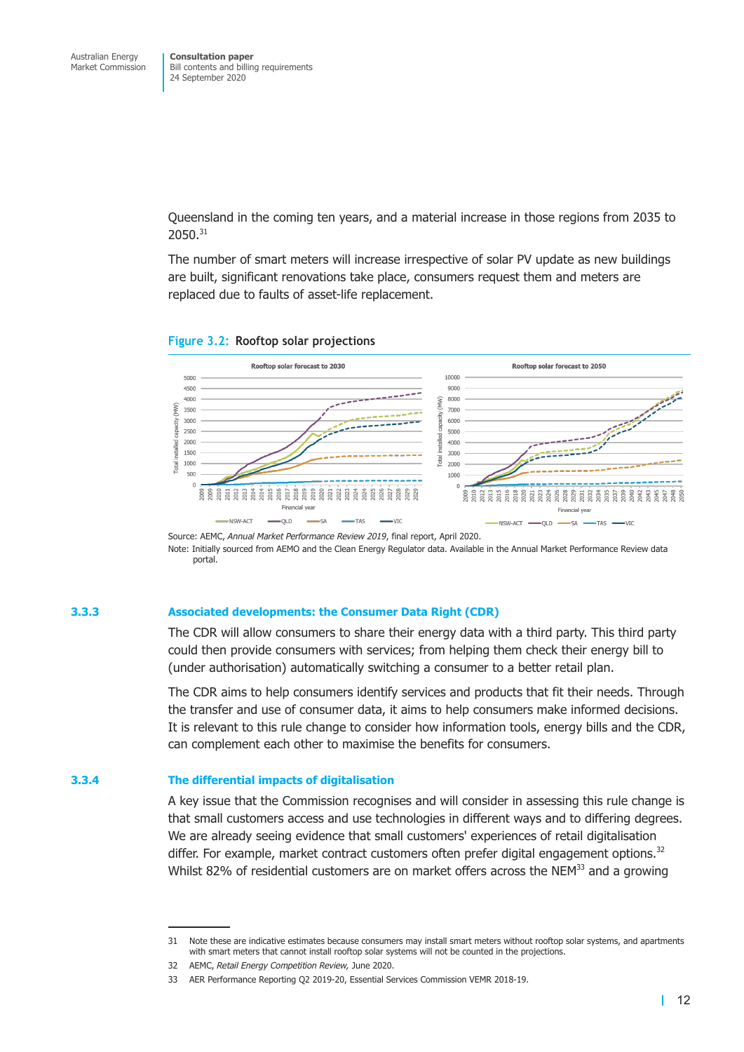Queensland in the coming ten years, and a material increase in those regions from 2035 to 2050.[31]

The number of smart meters will increase irrespective of solar PV update as new buildings are built, significant renovations take place, consumers request them and meters are replaced due to faults of asset-life replacement.

**Figure 3.2: Rooftop solar projections**

Source: AEMC, *Annual Market Performance Review 2019*, final report, April 2020.
Note: Initially sourced from AEMO and the Clean Energy Regulator data. Available in the Annual Market Performance Review data portal.

### 3.3.3 Associated developments: the Consumer Data Right (CDR)

The CDR will allow consumers to share their energy data with a third party. This third party could then provide consumers with services; from helping them check their energy bill to (under authorisation) automatically switching a consumer to a better retail plan.

The CDR aims to help consumers identify services and products that fit their needs. Through the transfer and use of consumer data, it aims to help consumers make informed decisions. It is relevant to this rule change to consider how information tools, energy bills and the CDR, can complement each other to maximise the benefits for consumers.

### 3.3.4 The differential impacts of digitalisation

A key issue that the Commission recognises and will consider in assessing this rule change is that small customers access and use technologies in different ways and to differing degrees. We are already seeing evidence that small customers' experiences of retail digitalisation differ. For example, market contract customers often prefer digital engagement options.[32] Whilst 82% of residential customers are on market offers across the NEM[33] and a growing

---

31 Note these are indicative estimates because consumers may install smart meters without rooftop solar systems, and apartments with smart meters that cannot install rooftop solar systems will not be counted in the projections.

32 AEMC, *Retail Energy Competition Review,* June 2020.

33 AER Performance Reporting Q2 2019-20, Essential Services Commission VEMR 2018-19.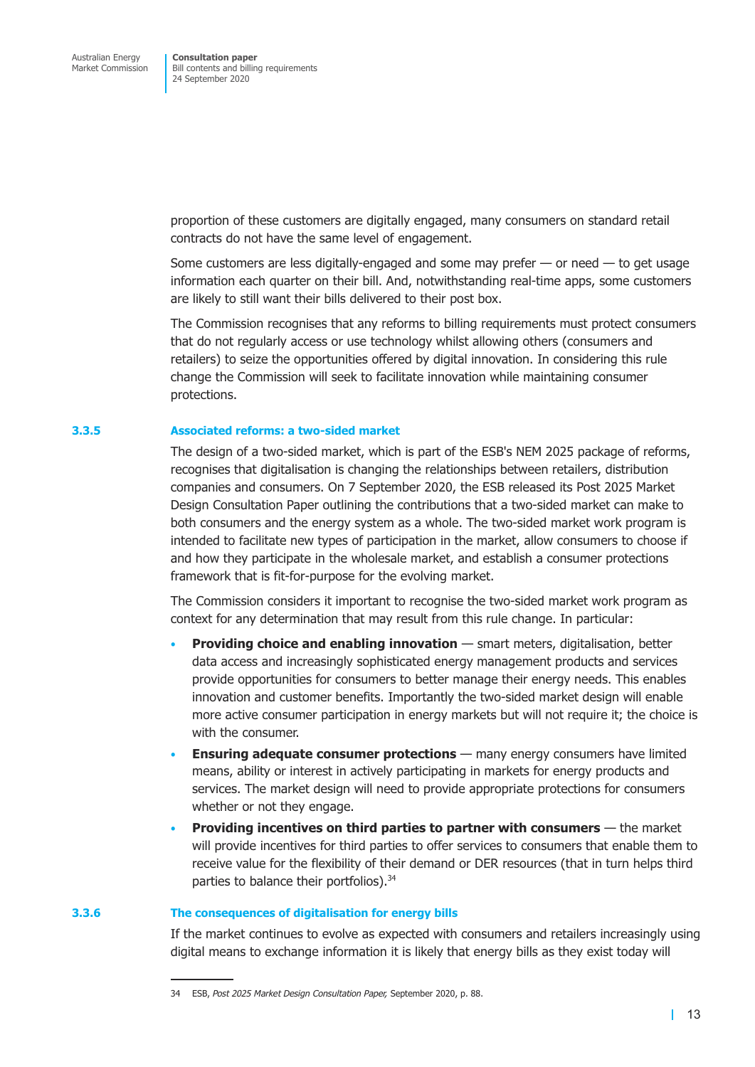proportion of these customers are digitally engaged, many consumers on standard retail contracts do not have the same level of engagement.

Some customers are less digitally-engaged and some may prefer — or need — to get usage information each quarter on their bill. And, notwithstanding real-time apps, some customers are likely to still want their bills delivered to their post box.

The Commission recognises that any reforms to billing requirements must protect consumers that do not regularly access or use technology whilst allowing others (consumers and retailers) to seize the opportunities offered by digital innovation. In considering this rule change the Commission will seek to facilitate innovation while maintaining consumer protections.

### 3.3.5 Associated reforms: a two-sided market

The design of a two-sided market, which is part of the ESB's NEM 2025 package of reforms, recognises that digitalisation is changing the relationships between retailers, distribution companies and consumers. On 7 September 2020, the ESB released its Post 2025 Market Design Consultation Paper outlining the contributions that a two-sided market can make to both consumers and the energy system as a whole. The two-sided market work program is intended to facilitate new types of participation in the market, allow consumers to choose if and how they participate in the wholesale market, and establish a consumer protections framework that is fit-for-purpose for the evolving market.

The Commission considers it important to recognise the two-sided market work program as context for any determination that may result from this rule change. In particular:

- **Providing choice and enabling innovation** — smart meters, digitalisation, better data access and increasingly sophisticated energy management products and services provide opportunities for consumers to better manage their energy needs. This enables innovation and customer benefits. Importantly the two-sided market design will enable more active consumer participation in energy markets but will not require it; the choice is with the consumer.
- **Ensuring adequate consumer protections** — many energy consumers have limited means, ability or interest in actively participating in markets for energy products and services. The market design will need to provide appropriate protections for consumers whether or not they engage.
- **Providing incentives on third parties to partner with consumers** — the market will provide incentives for third parties to offer services to consumers that enable them to receive value for the flexibility of their demand or DER resources (that in turn helps third parties to balance their portfolios).[34]

### 3.3.6 The consequences of digitalisation for energy bills

If the market continues to evolve as expected with consumers and retailers increasingly using digital means to exchange information it is likely that energy bills as they exist today will

---

34 ESB, *Post 2025 Market Design Consultation Paper,* September 2020, p. 88.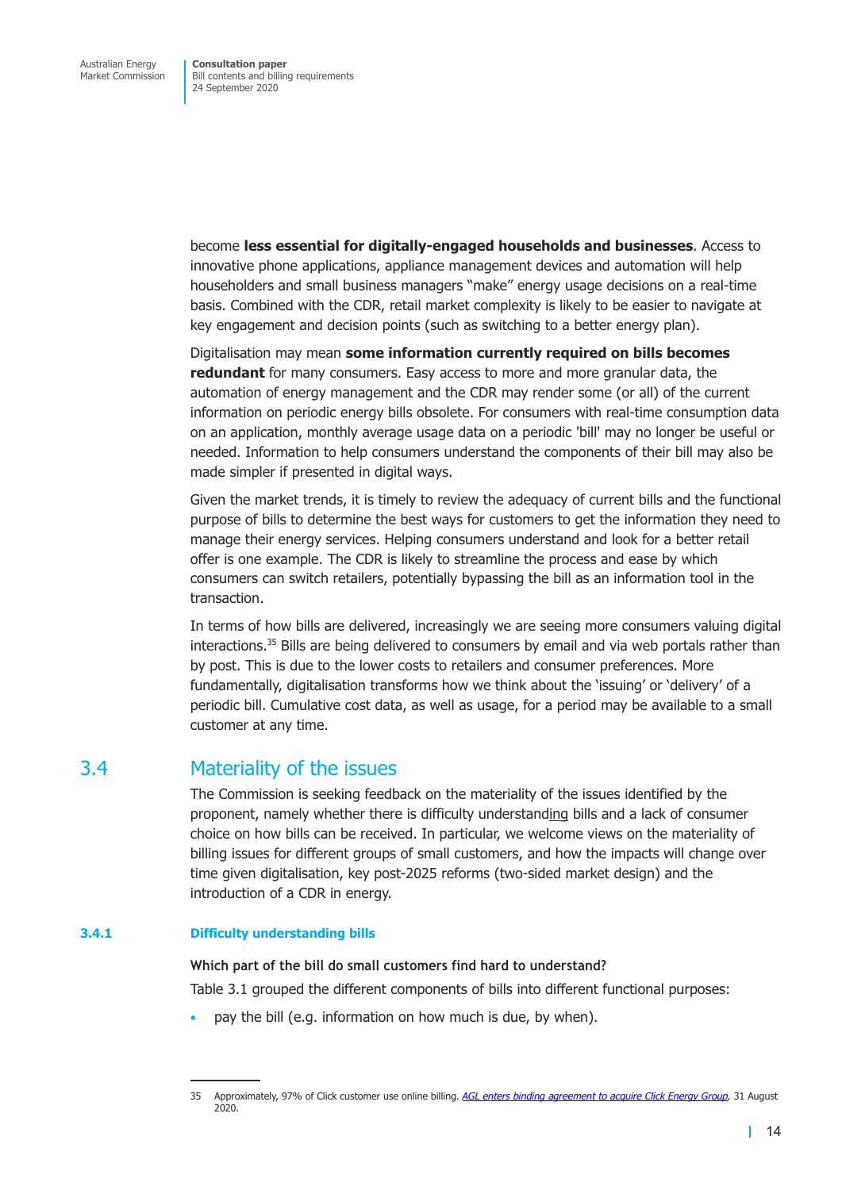become **less essential for digitally-engaged households and businesses**. Access to innovative phone applications, appliance management devices and automation will help householders and small business managers "make" energy usage decisions on a real-time basis. Combined with the CDR, retail market complexity is likely to be easier to navigate at key engagement and decision points (such as switching to a better energy plan).

Digitalisation may mean **some information currently required on bills becomes redundant** for many consumers. Easy access to more and more granular data, the automation of energy management and the CDR may render some (or all) of the current information on periodic energy bills obsolete. For consumers with real-time consumption data on an application, monthly average usage data on a periodic 'bill' may no longer be useful or needed. Information to help consumers understand the components of their bill may also be made simpler if presented in digital ways.

Given the market trends, it is timely to review the adequacy of current bills and the functional purpose of bills to determine the best ways for customers to get the information they need to manage their energy services. Helping consumers understand and look for a better retail offer is one example. The CDR is likely to streamline the process and ease by which consumers can switch retailers, potentially bypassing the bill as an information tool in the transaction.

In terms of how bills are delivered, increasingly we are seeing more consumers valuing digital interactions.[35] Bills are being delivered to consumers by email and via web portals rather than by post. This is due to the lower costs to retailers and consumer preferences. More fundamentally, digitalisation transforms how we think about the 'issuing' or 'delivery' of a periodic bill. Cumulative cost data, as well as usage, for a period may be available to a small customer at any time.

## 3.4 Materiality of the issues

The Commission is seeking feedback on the materiality of the issues identified by the proponent, namely whether there is difficulty understanding bills and a lack of consumer choice on how bills can be received. In particular, we welcome views on the materiality of billing issues for different groups of small customers, and how the impacts will change over time given digitalisation, key post-2025 reforms (two-sided market design) and the introduction of a CDR in energy.

### 3.4.1 Difficulty understanding bills

**Which part of the bill do small customers find hard to understand?**

Table 3.1 grouped the different components of bills into different functional purposes:

- pay the bill (e.g. information on how much is due, by when).

---

35 Approximately, 97% of Click customer use online billing. *AGL enters binding agreement to acquire Click Energy Group*, 31 August 2020.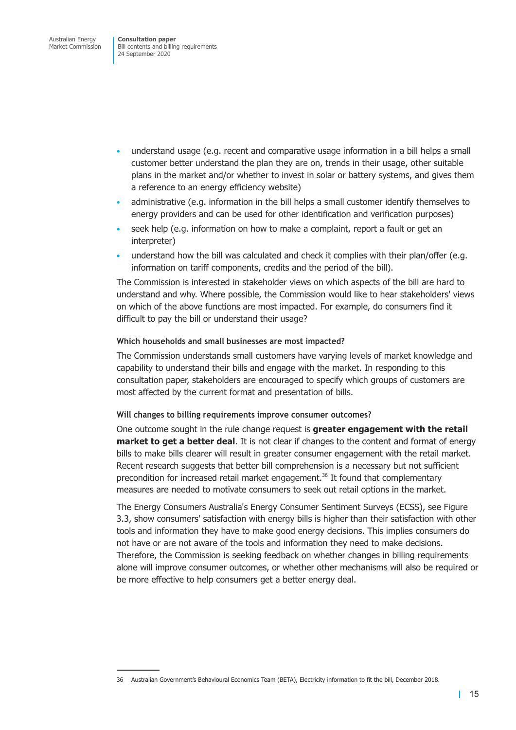- understand usage (e.g. recent and comparative usage information in a bill helps a small customer better understand the plan they are on, trends in their usage, other suitable plans in the market and/or whether to invest in solar or battery systems, and gives them a reference to an energy efficiency website)
- administrative (e.g. information in the bill helps a small customer identify themselves to energy providers and can be used for other identification and verification purposes)
- seek help (e.g. information on how to make a complaint, report a fault or get an interpreter)
- understand how the bill was calculated and check it complies with their plan/offer (e.g. information on tariff components, credits and the period of the bill).

The Commission is interested in stakeholder views on which aspects of the bill are hard to understand and why. Where possible, the Commission would like to hear stakeholders' views on which of the above functions are most impacted. For example, do consumers find it difficult to pay the bill or understand their usage?

#### Which households and small businesses are most impacted?

The Commission understands small customers have varying levels of market knowledge and capability to understand their bills and engage with the market. In responding to this consultation paper, stakeholders are encouraged to specify which groups of customers are most affected by the current format and presentation of bills.

#### Will changes to billing requirements improve consumer outcomes?

One outcome sought in the rule change request is **greater engagement with the retail market to get a better deal**. It is not clear if changes to the content and format of energy bills to make bills clearer will result in greater consumer engagement with the retail market. Recent research suggests that better bill comprehension is a necessary but not sufficient precondition for increased retail market engagement.[36] It found that complementary measures are needed to motivate consumers to seek out retail options in the market.

The Energy Consumers Australia's Energy Consumer Sentiment Surveys (ECSS), see Figure 3.3, show consumers' satisfaction with energy bills is higher than their satisfaction with other tools and information they have to make good energy decisions. This implies consumers do not have or are not aware of the tools and information they need to make decisions. Therefore, the Commission is seeking feedback on whether changes in billing requirements alone will improve consumer outcomes, or whether other mechanisms will also be required or be more effective to help consumers get a better energy deal.

---

36 Australian Government's Behavioural Economics Team (BETA), Electricity information to fit the bill, December 2018.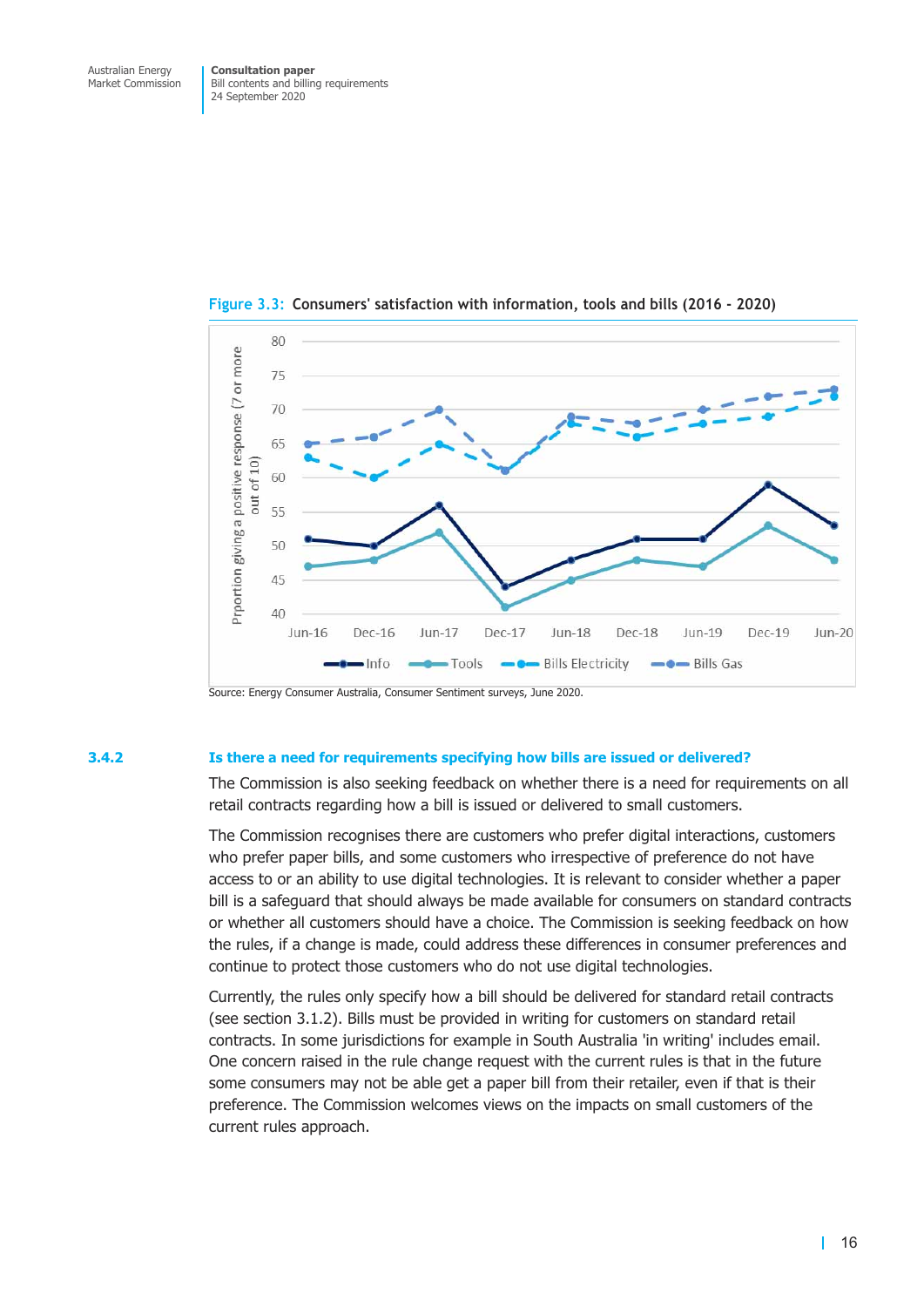**Figure 3.3: Consumers' satisfaction with information, tools and bills (2016 - 2020)**

Source: Energy Consumer Australia, Consumer Sentiment surveys, June 2020.

### 3.4.2 Is there a need for requirements specifying how bills are issued or delivered?

The Commission is also seeking feedback on whether there is a need for requirements on all retail contracts regarding how a bill is issued or delivered to small customers.

The Commission recognises there are customers who prefer digital interactions, customers who prefer paper bills, and some customers who irrespective of preference do not have access to or an ability to use digital technologies. It is relevant to consider whether a paper bill is a safeguard that should always be made available for consumers on standard contracts or whether all customers should have a choice. The Commission is seeking feedback on how the rules, if a change is made, could address these differences in consumer preferences and continue to protect those customers who do not use digital technologies.

Currently, the rules only specify how a bill should be delivered for standard retail contracts (see section 3.1.2). Bills must be provided in writing for customers on standard retail contracts. In some jurisdictions for example in South Australia 'in writing' includes email. One concern raised in the rule change request with the current rules is that in the future some consumers may not be able get a paper bill from their retailer, even if that is their preference. The Commission welcomes views on the impacts on small customers of the current rules approach.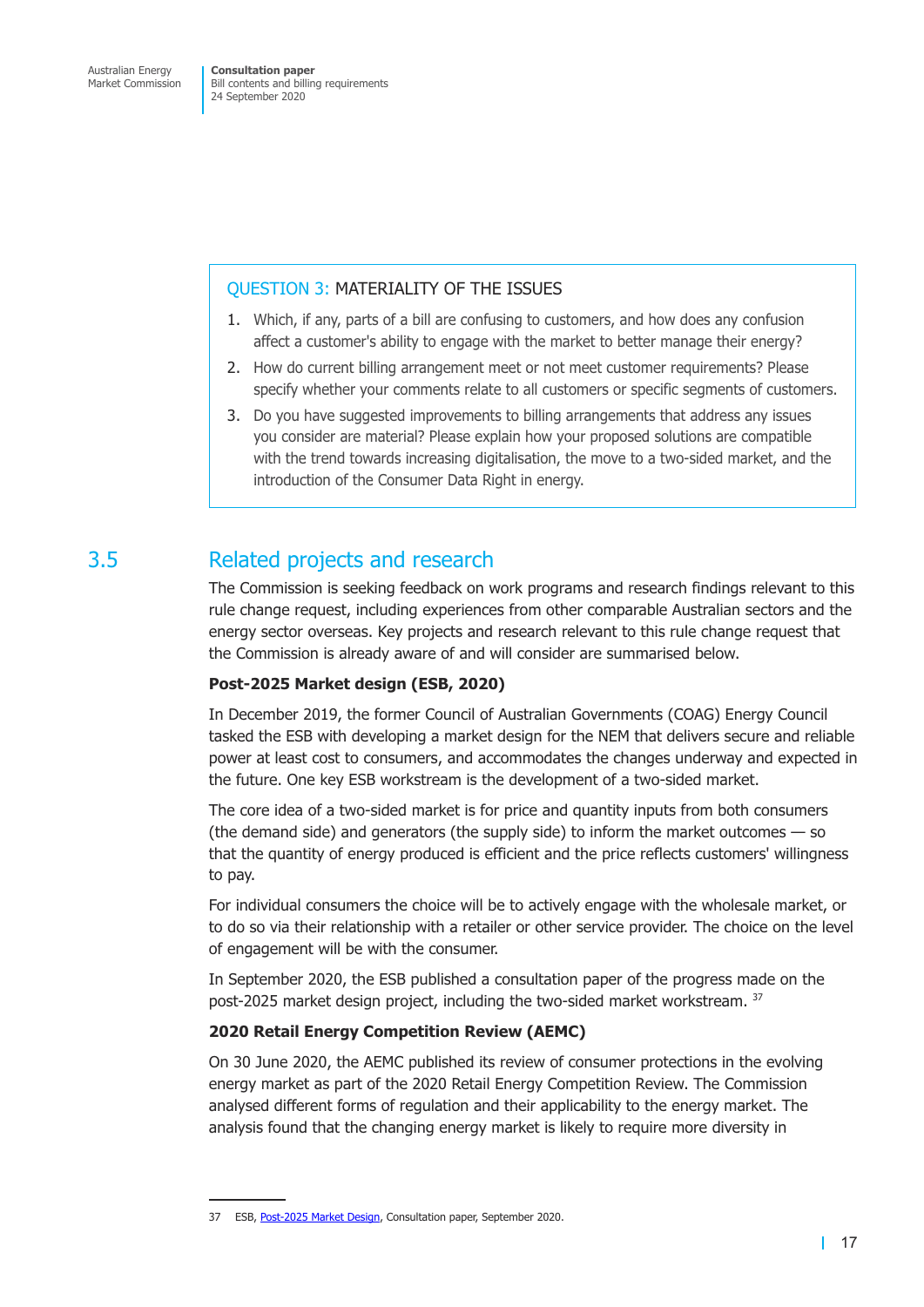> **QUESTION 3: MATERIALITY OF THE ISSUES**
>
> 1. Which, if any, parts of a bill are confusing to customers, and how does any confusion affect a customer's ability to engage with the market to better manage their energy?
> 2. How do current billing arrangement meet or not meet customer requirements? Please specify whether your comments relate to all customers or specific segments of customers.
> 3. Do you have suggested improvements to billing arrangements that address any issues you consider are material? Please explain how your proposed solutions are compatible with the trend towards increasing digitalisation, the move to a two-sided market, and the introduction of the Consumer Data Right in energy.

## 3.5 Related projects and research

The Commission is seeking feedback on work programs and research findings relevant to this rule change request, including experiences from other comparable Australian sectors and the energy sector overseas. Key projects and research relevant to this rule change request that the Commission is already aware of and will consider are summarised below.

**Post-2025 Market design (ESB, 2020)**

In December 2019, the former Council of Australian Governments (COAG) Energy Council tasked the ESB with developing a market design for the NEM that delivers secure and reliable power at least cost to consumers, and accommodates the changes underway and expected in the future. One key ESB workstream is the development of a two-sided market.

The core idea of a two-sided market is for price and quantity inputs from both consumers (the demand side) and generators (the supply side) to inform the market outcomes — so that the quantity of energy produced is efficient and the price reflects customers' willingness to pay.

For individual consumers the choice will be to actively engage with the wholesale market, or to do so via their relationship with a retailer or other service provider. The choice on the level of engagement will be with the consumer.

In September 2020, the ESB published a consultation paper of the progress made on the post-2025 market design project, including the two-sided market workstream. [37]

**2020 Retail Energy Competition Review (AEMC)**

On 30 June 2020, the AEMC published its review of consumer protections in the evolving energy market as part of the 2020 Retail Energy Competition Review. The Commission analysed different forms of regulation and their applicability to the energy market. The analysis found that the changing energy market is likely to require more diversity in

37 ESB, Post-2025 Market Design, Consultation paper, September 2020.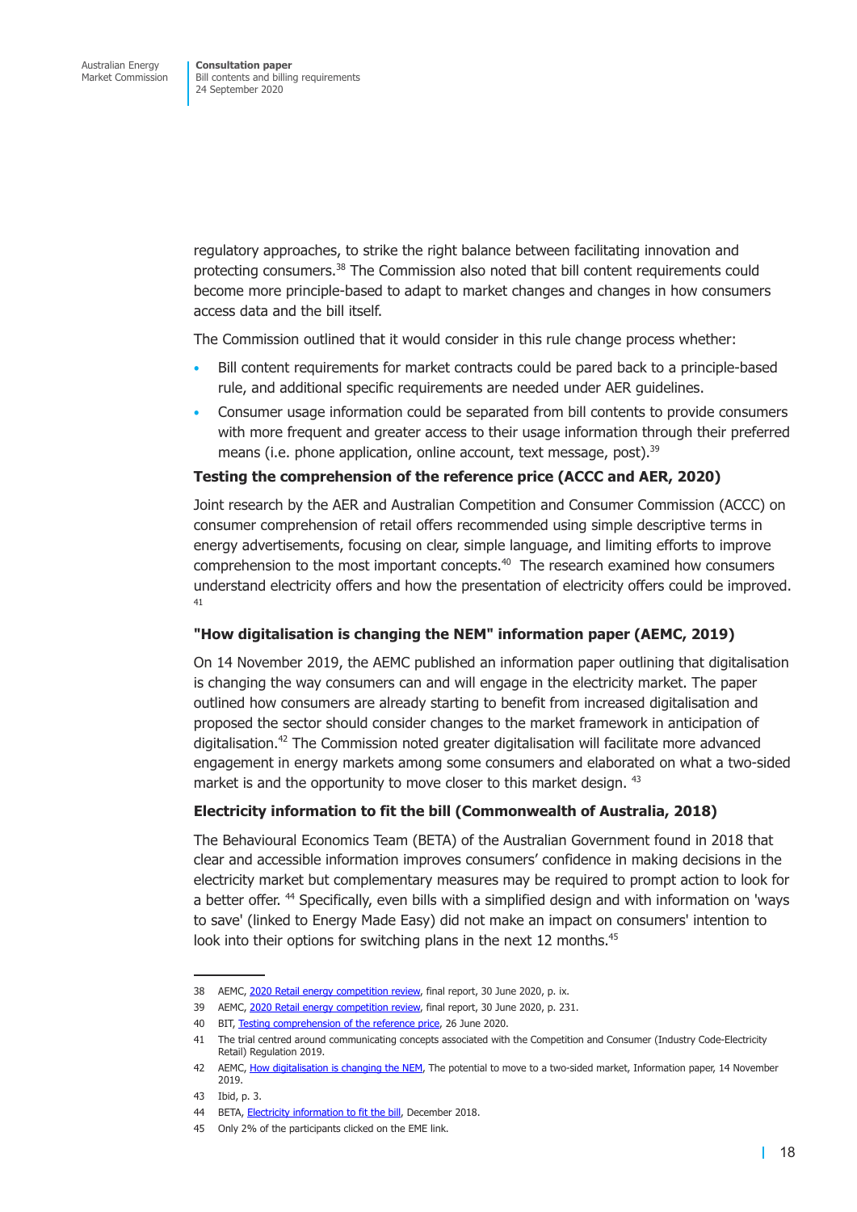regulatory approaches, to strike the right balance between facilitating innovation and protecting consumers.[38] The Commission also noted that bill content requirements could become more principle-based to adapt to market changes and changes in how consumers access data and the bill itself.

The Commission outlined that it would consider in this rule change process whether:

- Bill content requirements for market contracts could be pared back to a principle-based rule, and additional specific requirements are needed under AER guidelines.
- Consumer usage information could be separated from bill contents to provide consumers with more frequent and greater access to their usage information through their preferred means (i.e. phone application, online account, text message, post).[39]

### Testing the comprehension of the reference price (ACCC and AER, 2020)

Joint research by the AER and Australian Competition and Consumer Commission (ACCC) on consumer comprehension of retail offers recommended using simple descriptive terms in energy advertisements, focusing on clear, simple language, and limiting efforts to improve comprehension to the most important concepts.[40] The research examined how consumers understand electricity offers and how the presentation of electricity offers could be improved.[41]

### "How digitalisation is changing the NEM" information paper (AEMC, 2019)

On 14 November 2019, the AEMC published an information paper outlining that digitalisation is changing the way consumers can and will engage in the electricity market. The paper outlined how consumers are already starting to benefit from increased digitalisation and proposed the sector should consider changes to the market framework in anticipation of digitalisation.[42] The Commission noted greater digitalisation will facilitate more advanced engagement in energy markets among some consumers and elaborated on what a two-sided market is and the opportunity to move closer to this market design.[43]

### Electricity information to fit the bill (Commonwealth of Australia, 2018)

The Behavioural Economics Team (BETA) of the Australian Government found in 2018 that clear and accessible information improves consumers' confidence in making decisions in the electricity market but complementary measures may be required to prompt action to look for a better offer.[44] Specifically, even bills with a simplified design and with information on 'ways to save' (linked to Energy Made Easy) did not make an impact on consumers' intention to look into their options for switching plans in the next 12 months.[45]

---

38 AEMC, 2020 Retail energy competition review, final report, 30 June 2020, p. ix.

39 AEMC, 2020 Retail energy competition review, final report, 30 June 2020, p. 231.

40 BIT, Testing comprehension of the reference price, 26 June 2020.

41 The trial centred around communicating concepts associated with the Competition and Consumer (Industry Code-Electricity Retail) Regulation 2019.

42 AEMC, How digitalisation is changing the NEM, The potential to move to a two-sided market, Information paper, 14 November 2019.

43 Ibid, p. 3.

44 BETA, Electricity information to fit the bill, December 2018.

45 Only 2% of the participants clicked on the EME link.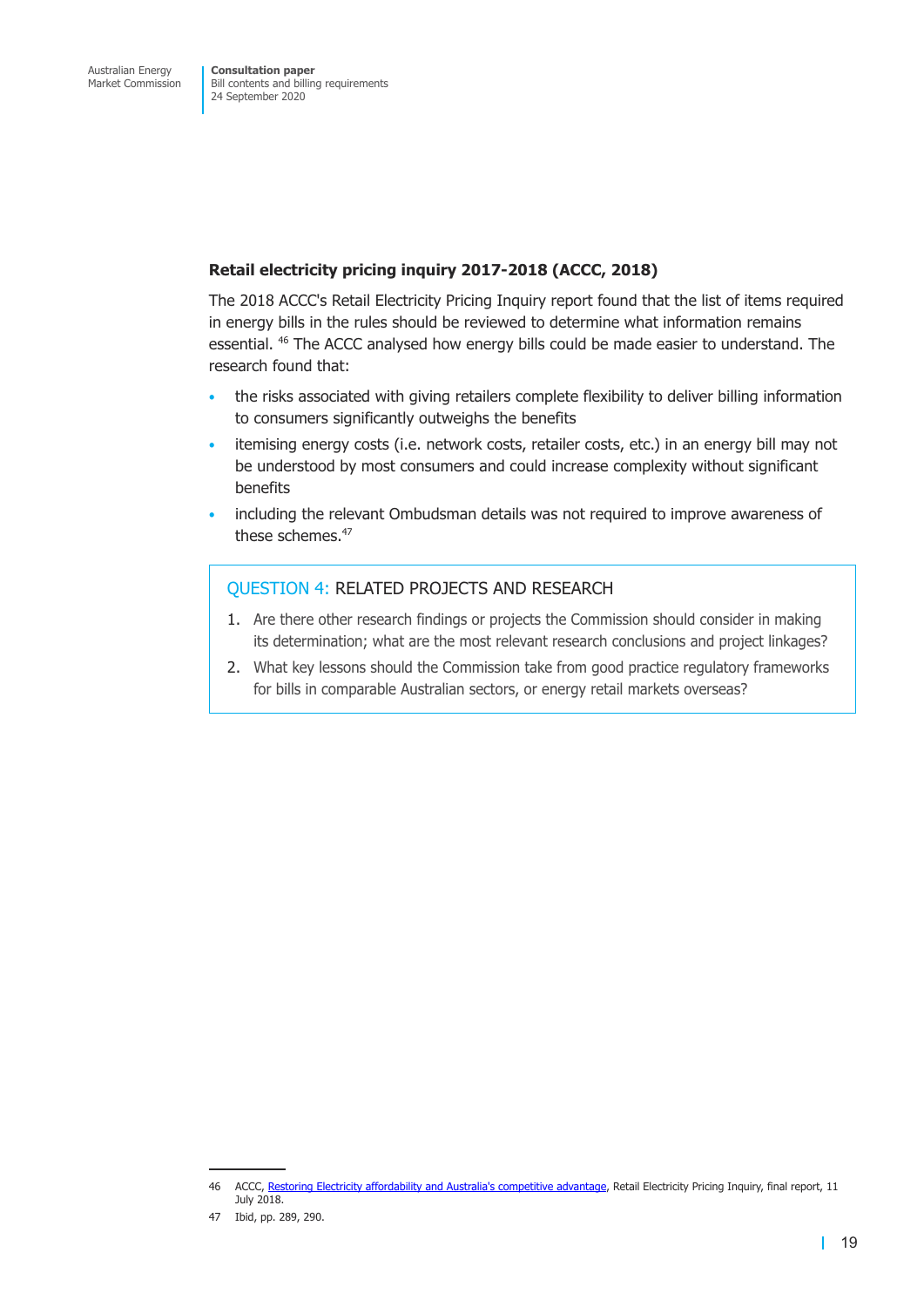### Retail electricity pricing inquiry 2017-2018 (ACCC, 2018)

The 2018 ACCC's Retail Electricity Pricing Inquiry report found that the list of items required in energy bills in the rules should be reviewed to determine what information remains essential. [46] The ACCC analysed how energy bills could be made easier to understand. The research found that:

- the risks associated with giving retailers complete flexibility to deliver billing information to consumers significantly outweighs the benefits
- itemising energy costs (i.e. network costs, retailer costs, etc.) in an energy bill may not be understood by most consumers and could increase complexity without significant benefits
- including the relevant Ombudsman details was not required to improve awareness of these schemes.[47]

> **QUESTION 4: RELATED PROJECTS AND RESEARCH**
>
> 1. Are there other research findings or projects the Commission should consider in making its determination; what are the most relevant research conclusions and project linkages?
> 2. What key lessons should the Commission take from good practice regulatory frameworks for bills in comparable Australian sectors, or energy retail markets overseas?

---

46 ACCC, Restoring Electricity affordability and Australia's competitive advantage, Retail Electricity Pricing Inquiry, final report, 11 July 2018.

47 Ibid, pp. 289, 290.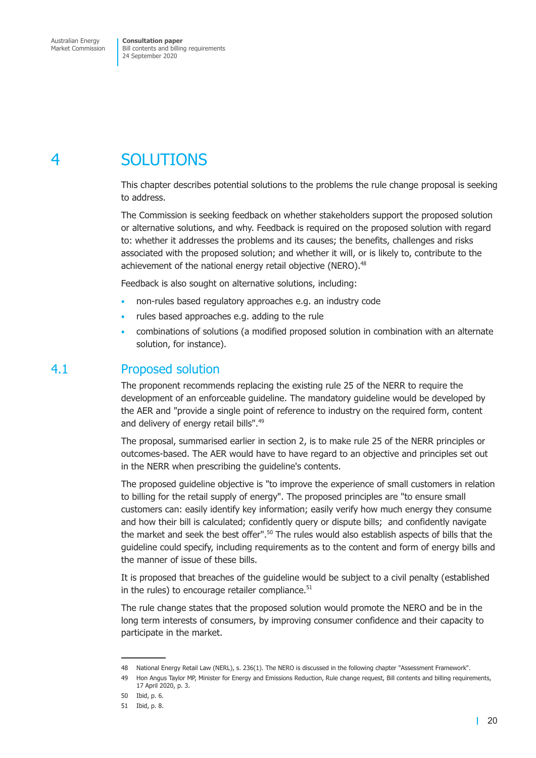# 4 SOLUTIONS

This chapter describes potential solutions to the problems the rule change proposal is seeking to address.

The Commission is seeking feedback on whether stakeholders support the proposed solution or alternative solutions, and why. Feedback is required on the proposed solution with regard to: whether it addresses the problems and its causes; the benefits, challenges and risks associated with the proposed solution; and whether it will, or is likely to, contribute to the achievement of the national energy retail objective (NERO).[48]

Feedback is also sought on alternative solutions, including:

- non-rules based regulatory approaches e.g. an industry code
- rules based approaches e.g. adding to the rule
- combinations of solutions (a modified proposed solution in combination with an alternate solution, for instance).

## 4.1 Proposed solution

The proponent recommends replacing the existing rule 25 of the NERR to require the development of an enforceable guideline. The mandatory guideline would be developed by the AER and "provide a single point of reference to industry on the required form, content and delivery of energy retail bills".[49]

The proposal, summarised earlier in section 2, is to make rule 25 of the NERR principles or outcomes-based. The AER would have to have regard to an objective and principles set out in the NERR when prescribing the guideline's contents.

The proposed guideline objective is "to improve the experience of small customers in relation to billing for the retail supply of energy". The proposed principles are "to ensure small customers can: easily identify key information; easily verify how much energy they consume and how their bill is calculated; confidently query or dispute bills; and confidently navigate the market and seek the best offer".[50] The rules would also establish aspects of bills that the guideline could specify, including requirements as to the content and form of energy bills and the manner of issue of these bills.

It is proposed that breaches of the guideline would be subject to a civil penalty (established in the rules) to encourage retailer compliance.[51]

The rule change states that the proposed solution would promote the NERO and be in the long term interests of consumers, by improving consumer confidence and their capacity to participate in the market.

---

48 National Energy Retail Law (NERL), s. 236(1). The NERO is discussed in the following chapter "Assessment Framework".

49 Hon Angus Taylor MP, Minister for Energy and Emissions Reduction, Rule change request, Bill contents and billing requirements, 17 April 2020, p. 3.

50 Ibid, p. 6.

51 Ibid, p. 8.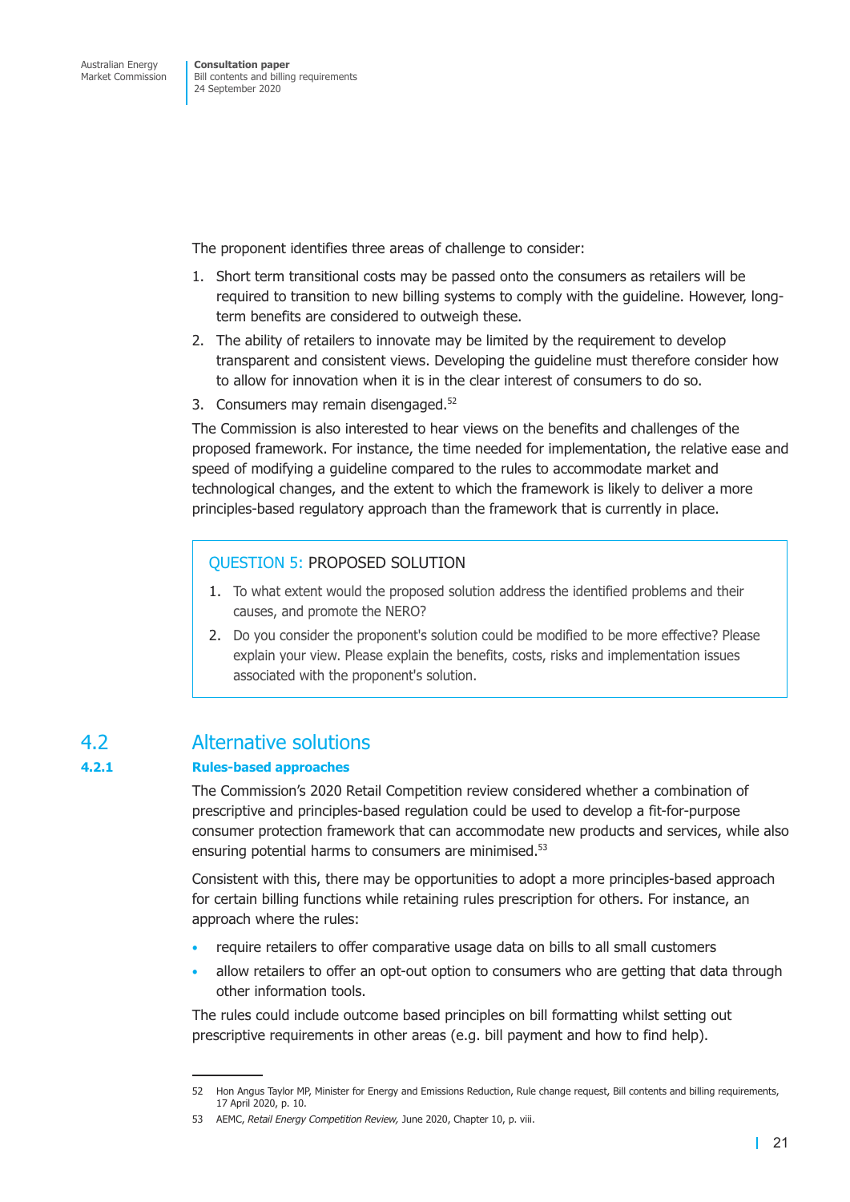The proponent identifies three areas of challenge to consider:

1. Short term transitional costs may be passed onto the consumers as retailers will be required to transition to new billing systems to comply with the guideline. However, long-term benefits are considered to outweigh these.
2. The ability of retailers to innovate may be limited by the requirement to develop transparent and consistent views. Developing the guideline must therefore consider how to allow for innovation when it is in the clear interest of consumers to do so.
3. Consumers may remain disengaged.[52]

The Commission is also interested to hear views on the benefits and challenges of the proposed framework. For instance, the time needed for implementation, the relative ease and speed of modifying a guideline compared to the rules to accommodate market and technological changes, and the extent to which the framework is likely to deliver a more principles-based regulatory approach than the framework that is currently in place.

> **QUESTION 5: PROPOSED SOLUTION**
>
> 1. To what extent would the proposed solution address the identified problems and their causes, and promote the NERO?
> 2. Do you consider the proponent's solution could be modified to be more effective? Please explain your view. Please explain the benefits, costs, risks and implementation issues associated with the proponent's solution.

## 4.2 Alternative solutions

### 4.2.1 Rules-based approaches

The Commission's 2020 Retail Competition review considered whether a combination of prescriptive and principles-based regulation could be used to develop a fit-for-purpose consumer protection framework that can accommodate new products and services, while also ensuring potential harms to consumers are minimised.[53]

Consistent with this, there may be opportunities to adopt a more principles-based approach for certain billing functions while retaining rules prescription for others. For instance, an approach where the rules:

- require retailers to offer comparative usage data on bills to all small customers
- allow retailers to offer an opt-out option to consumers who are getting that data through other information tools.

The rules could include outcome based principles on bill formatting whilst setting out prescriptive requirements in other areas (e.g. bill payment and how to find help).

---

52 Hon Angus Taylor MP, Minister for Energy and Emissions Reduction, Rule change request, Bill contents and billing requirements, 17 April 2020, p. 10.

53 AEMC, *Retail Energy Competition Review,* June 2020, Chapter 10, p. viii.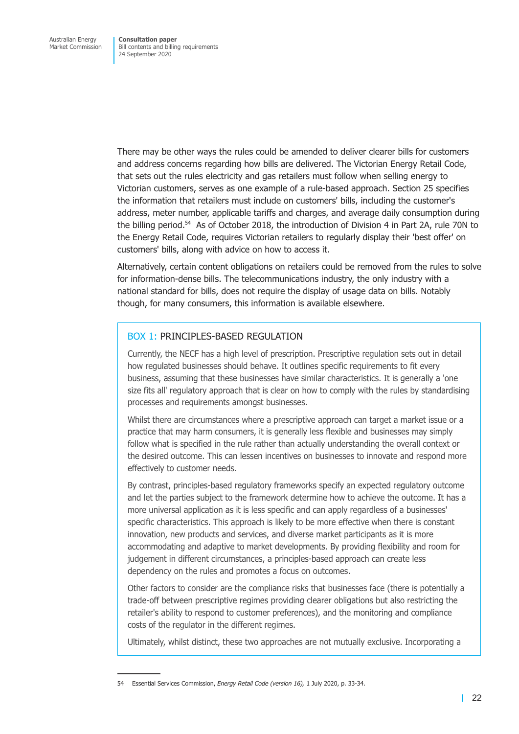There may be other ways the rules could be amended to deliver clearer bills for customers and address concerns regarding how bills are delivered. The Victorian Energy Retail Code, that sets out the rules electricity and gas retailers must follow when selling energy to Victorian customers, serves as one example of a rule-based approach. Section 25 specifies the information that retailers must include on customers' bills, including the customer's address, meter number, applicable tariffs and charges, and average daily consumption during the billing period.[54] As of October 2018, the introduction of Division 4 in Part 2A, rule 70N to the Energy Retail Code, requires Victorian retailers to regularly display their 'best offer' on customers' bills, along with advice on how to access it.

Alternatively, certain content obligations on retailers could be removed from the rules to solve for information-dense bills. The telecommunications industry, the only industry with a national standard for bills, does not require the display of usage data on bills. Notably though, for many consumers, this information is available elsewhere.

### BOX 1: PRINCIPLES-BASED REGULATION

Currently, the NECF has a high level of prescription. Prescriptive regulation sets out in detail how regulated businesses should behave. It outlines specific requirements to fit every business, assuming that these businesses have similar characteristics. It is generally a 'one size fits all' regulatory approach that is clear on how to comply with the rules by standardising processes and requirements amongst businesses.

Whilst there are circumstances where a prescriptive approach can target a market issue or a practice that may harm consumers, it is generally less flexible and businesses may simply follow what is specified in the rule rather than actually understanding the overall context or the desired outcome. This can lessen incentives on businesses to innovate and respond more effectively to customer needs.

By contrast, principles-based regulatory frameworks specify an expected regulatory outcome and let the parties subject to the framework determine how to achieve the outcome. It has a more universal application as it is less specific and can apply regardless of a businesses' specific characteristics. This approach is likely to be more effective when there is constant innovation, new products and services, and diverse market participants as it is more accommodating and adaptive to market developments. By providing flexibility and room for judgement in different circumstances, a principles-based approach can create less dependency on the rules and promotes a focus on outcomes.

Other factors to consider are the compliance risks that businesses face (there is potentially a trade-off between prescriptive regimes providing clearer obligations but also restricting the retailer's ability to respond to customer preferences), and the monitoring and compliance costs of the regulator in the different regimes.

Ultimately, whilst distinct, these two approaches are not mutually exclusive. Incorporating a

54 Essential Services Commission, *Energy Retail Code (version 16),* 1 July 2020, p. 33-34.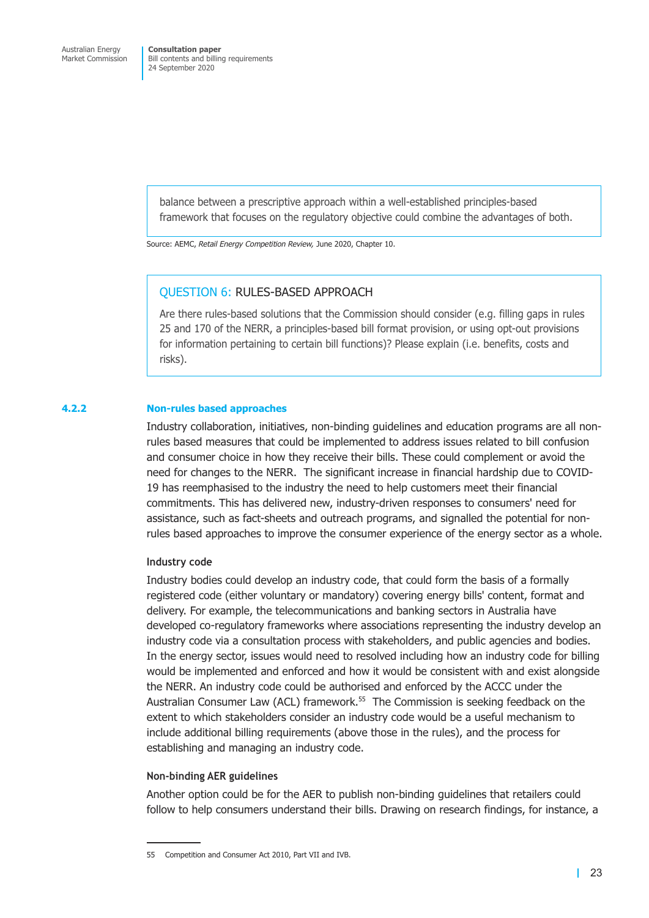> balance between a prescriptive approach within a well-established principles-based framework that focuses on the regulatory objective could combine the advantages of both.

Source: AEMC, *Retail Energy Competition Review,* June 2020, Chapter 10.

> QUESTION 6: RULES-BASED APPROACH
>
> Are there rules-based solutions that the Commission should consider (e.g. filling gaps in rules 25 and 170 of the NERR, a principles-based bill format provision, or using opt-out provisions for information pertaining to certain bill functions)? Please explain (i.e. benefits, costs and risks).

### 4.2.2 Non-rules based approaches

Industry collaboration, initiatives, non-binding guidelines and education programs are all non-rules based measures that could be implemented to address issues related to bill confusion and consumer choice in how they receive their bills. These could complement or avoid the need for changes to the NERR. The significant increase in financial hardship due to COVID-19 has reemphasised to the industry the need to help customers meet their financial commitments. This has delivered new, industry-driven responses to consumers' need for assistance, such as fact-sheets and outreach programs, and signalled the potential for non-rules based approaches to improve the consumer experience of the energy sector as a whole.

#### Industry code

Industry bodies could develop an industry code, that could form the basis of a formally registered code (either voluntary or mandatory) covering energy bills' content, format and delivery. For example, the telecommunications and banking sectors in Australia have developed co-regulatory frameworks where associations representing the industry develop an industry code via a consultation process with stakeholders, and public agencies and bodies. In the energy sector, issues would need to resolved including how an industry code for billing would be implemented and enforced and how it would be consistent with and exist alongside the NERR. An industry code could be authorised and enforced by the ACCC under the Australian Consumer Law (ACL) framework.[55] The Commission is seeking feedback on the extent to which stakeholders consider an industry code would be a useful mechanism to include additional billing requirements (above those in the rules), and the process for establishing and managing an industry code.

#### Non-binding AER guidelines

Another option could be for the AER to publish non-binding guidelines that retailers could follow to help consumers understand their bills. Drawing on research findings, for instance, a

55 Competition and Consumer Act 2010, Part VII and IVB.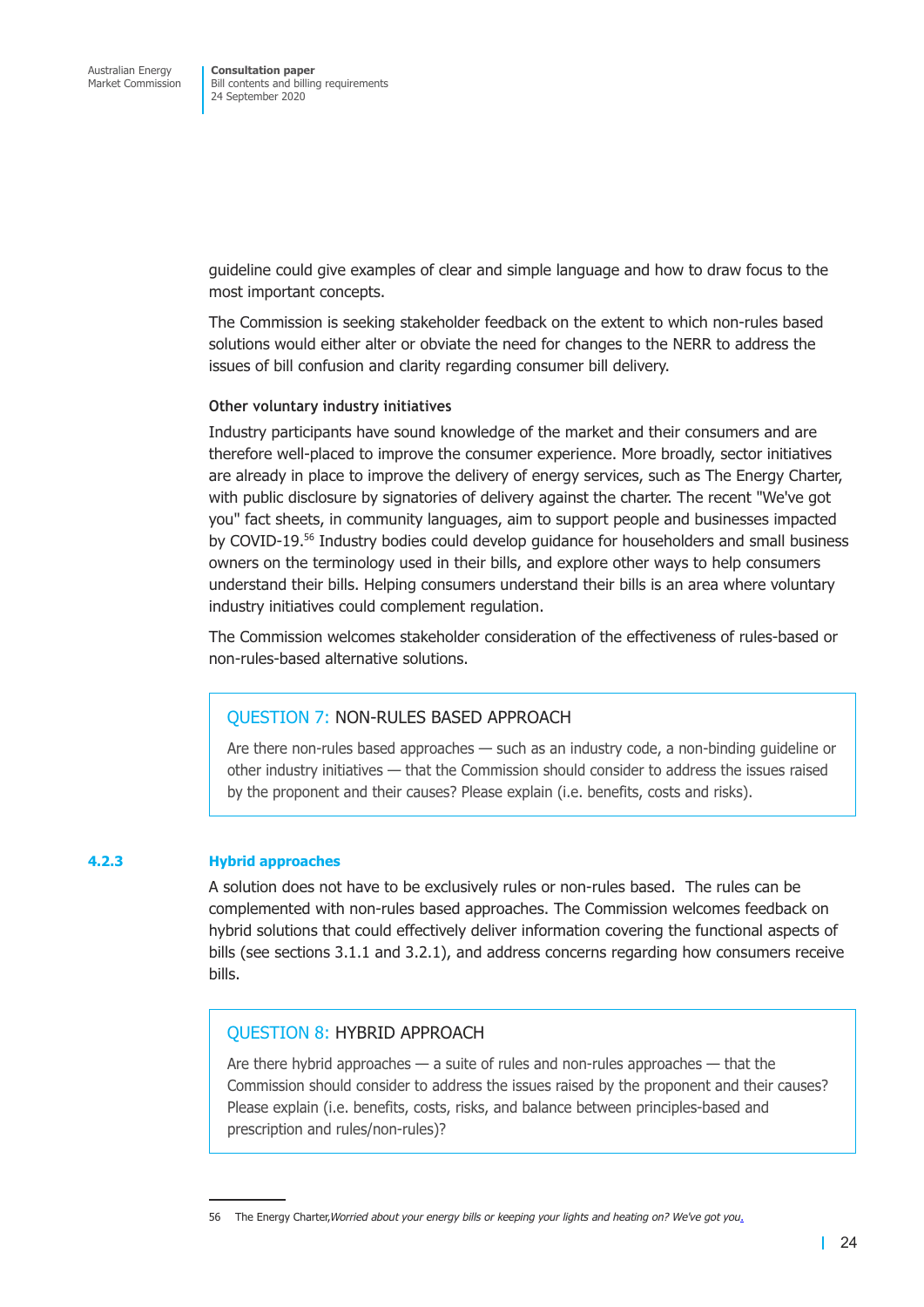guideline could give examples of clear and simple language and how to draw focus to the most important concepts.

The Commission is seeking stakeholder feedback on the extent to which non-rules based solutions would either alter or obviate the need for changes to the NERR to address the issues of bill confusion and clarity regarding consumer bill delivery.

**Other voluntary industry initiatives**

Industry participants have sound knowledge of the market and their consumers and are therefore well-placed to improve the consumer experience. More broadly, sector initiatives are already in place to improve the delivery of energy services, such as The Energy Charter, with public disclosure by signatories of delivery against the charter. The recent "We've got you" fact sheets, in community languages, aim to support people and businesses impacted by COVID-19.[56] Industry bodies could develop guidance for householders and small business owners on the terminology used in their bills, and explore other ways to help consumers understand their bills. Helping consumers understand their bills is an area where voluntary industry initiatives could complement regulation.

The Commission welcomes stakeholder consideration of the effectiveness of rules-based or non-rules-based alternative solutions.

> **QUESTION 7: NON-RULES BASED APPROACH**
>
> Are there non-rules based approaches — such as an industry code, a non-binding guideline or other industry initiatives — that the Commission should consider to address the issues raised by the proponent and their causes? Please explain (i.e. benefits, costs and risks).

### 4.2.3 Hybrid approaches

A solution does not have to be exclusively rules or non-rules based. The rules can be complemented with non-rules based approaches. The Commission welcomes feedback on hybrid solutions that could effectively deliver information covering the functional aspects of bills (see sections 3.1.1 and 3.2.1), and address concerns regarding how consumers receive bills.

> **QUESTION 8: HYBRID APPROACH**
>
> Are there hybrid approaches — a suite of rules and non-rules approaches — that the Commission should consider to address the issues raised by the proponent and their causes? Please explain (i.e. benefits, costs, risks, and balance between principles-based and prescription and rules/non-rules)?

---

56 The Energy Charter, *Worried about your energy bills or keeping your lights and heating on? We've got you*.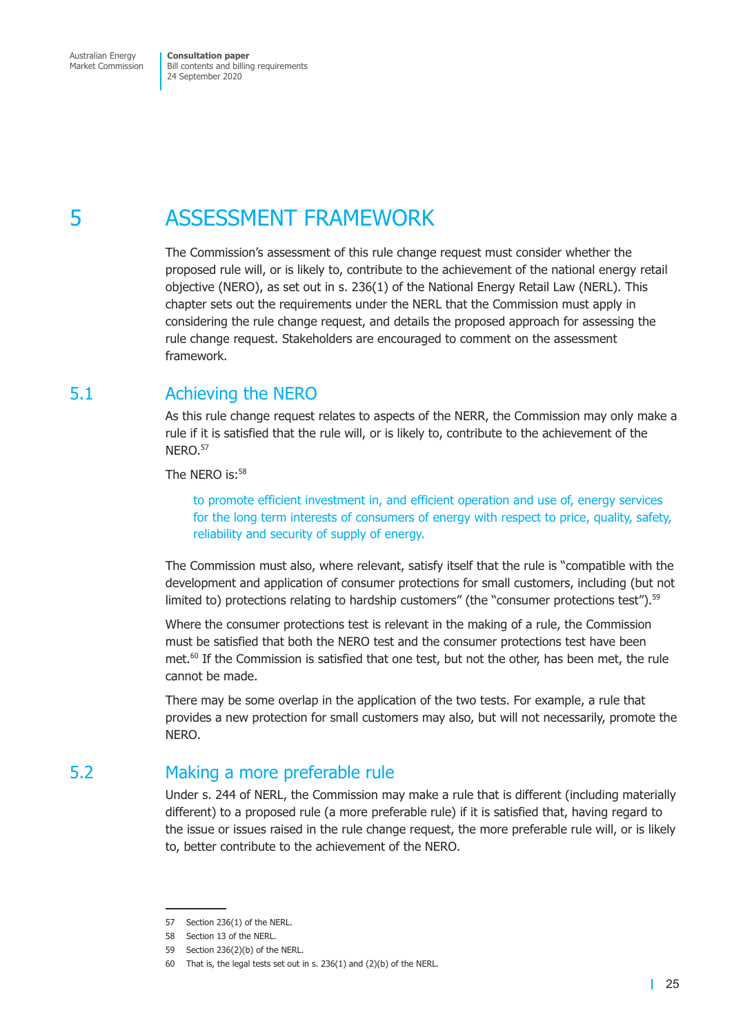# 5 ASSESSMENT FRAMEWORK

The Commission's assessment of this rule change request must consider whether the proposed rule will, or is likely to, contribute to the achievement of the national energy retail objective (NERO), as set out in s. 236(1) of the National Energy Retail Law (NERL). This chapter sets out the requirements under the NERL that the Commission must apply in considering the rule change request, and details the proposed approach for assessing the rule change request. Stakeholders are encouraged to comment on the assessment framework.

## 5.1 Achieving the NERO

As this rule change request relates to aspects of the NERR, the Commission may only make a rule if it is satisfied that the rule will, or is likely to, contribute to the achievement of the NERO.[57]

The NERO is:[58]

> to promote efficient investment in, and efficient operation and use of, energy services for the long term interests of consumers of energy with respect to price, quality, safety, reliability and security of supply of energy.

The Commission must also, where relevant, satisfy itself that the rule is "compatible with the development and application of consumer protections for small customers, including (but not limited to) protections relating to hardship customers" (the "consumer protections test").[59]

Where the consumer protections test is relevant in the making of a rule, the Commission must be satisfied that both the NERO test and the consumer protections test have been met.[60] If the Commission is satisfied that one test, but not the other, has been met, the rule cannot be made.

There may be some overlap in the application of the two tests. For example, a rule that provides a new protection for small customers may also, but will not necessarily, promote the NERO.

## 5.2 Making a more preferable rule

Under s. 244 of NERL, the Commission may make a rule that is different (including materially different) to a proposed rule (a more preferable rule) if it is satisfied that, having regard to the issue or issues raised in the rule change request, the more preferable rule will, or is likely to, better contribute to the achievement of the NERO.

---

57 Section 236(1) of the NERL.

58 Section 13 of the NERL.

59 Section 236(2)(b) of the NERL.

60 That is, the legal tests set out in s. 236(1) and (2)(b) of the NERL.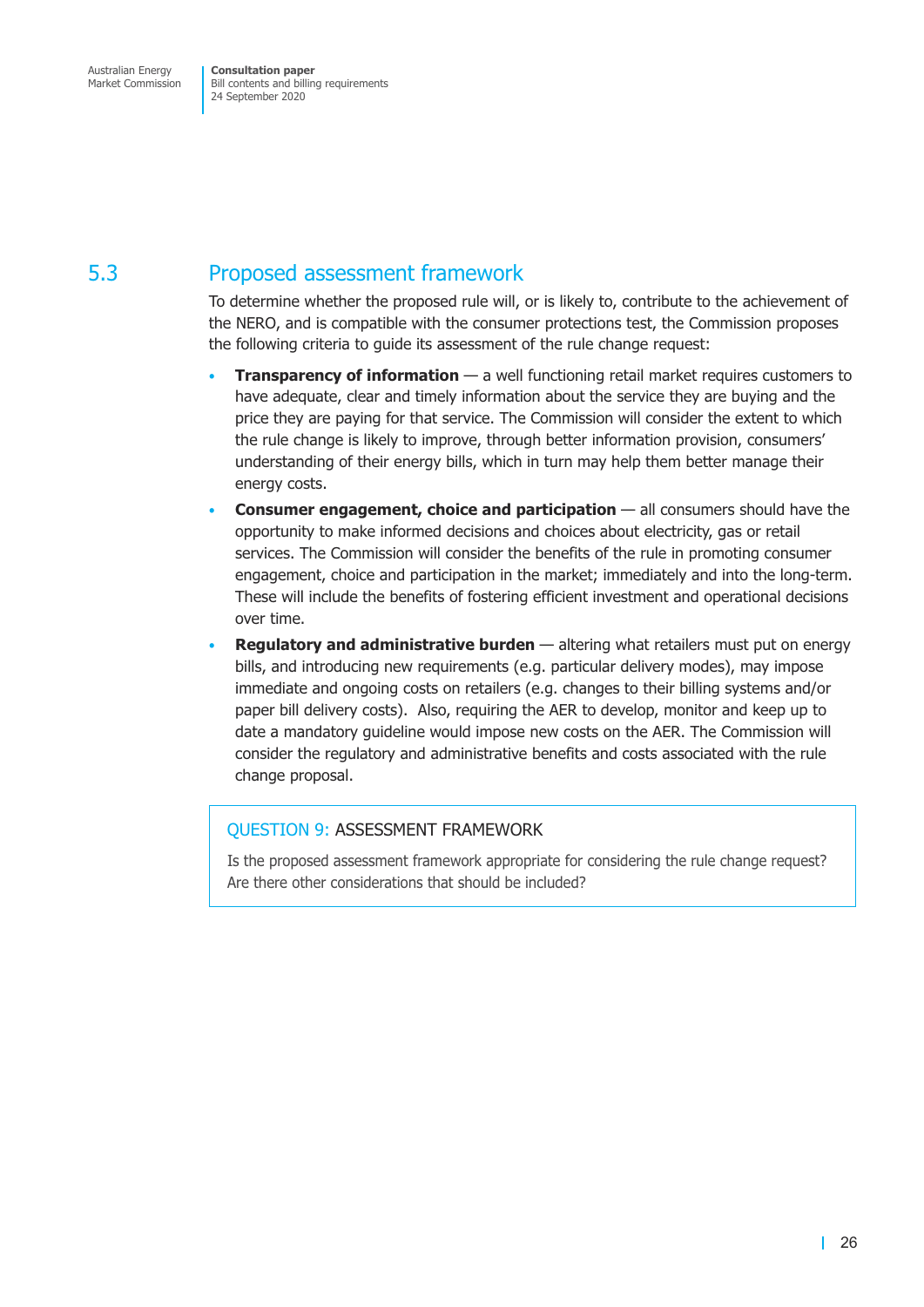## 5.3 Proposed assessment framework

To determine whether the proposed rule will, or is likely to, contribute to the achievement of the NERO, and is compatible with the consumer protections test, the Commission proposes the following criteria to guide its assessment of the rule change request:

- **Transparency of information** — a well functioning retail market requires customers to have adequate, clear and timely information about the service they are buying and the price they are paying for that service. The Commission will consider the extent to which the rule change is likely to improve, through better information provision, consumers' understanding of their energy bills, which in turn may help them better manage their energy costs.
- **Consumer engagement, choice and participation** — all consumers should have the opportunity to make informed decisions and choices about electricity, gas or retail services. The Commission will consider the benefits of the rule in promoting consumer engagement, choice and participation in the market; immediately and into the long-term. These will include the benefits of fostering efficient investment and operational decisions over time.
- **Regulatory and administrative burden** — altering what retailers must put on energy bills, and introducing new requirements (e.g. particular delivery modes), may impose immediate and ongoing costs on retailers (e.g. changes to their billing systems and/or paper bill delivery costs). Also, requiring the AER to develop, monitor and keep up to date a mandatory guideline would impose new costs on the AER. The Commission will consider the regulatory and administrative benefits and costs associated with the rule change proposal.

> QUESTION 9: ASSESSMENT FRAMEWORK
>
> Is the proposed assessment framework appropriate for considering the rule change request? Are there other considerations that should be included?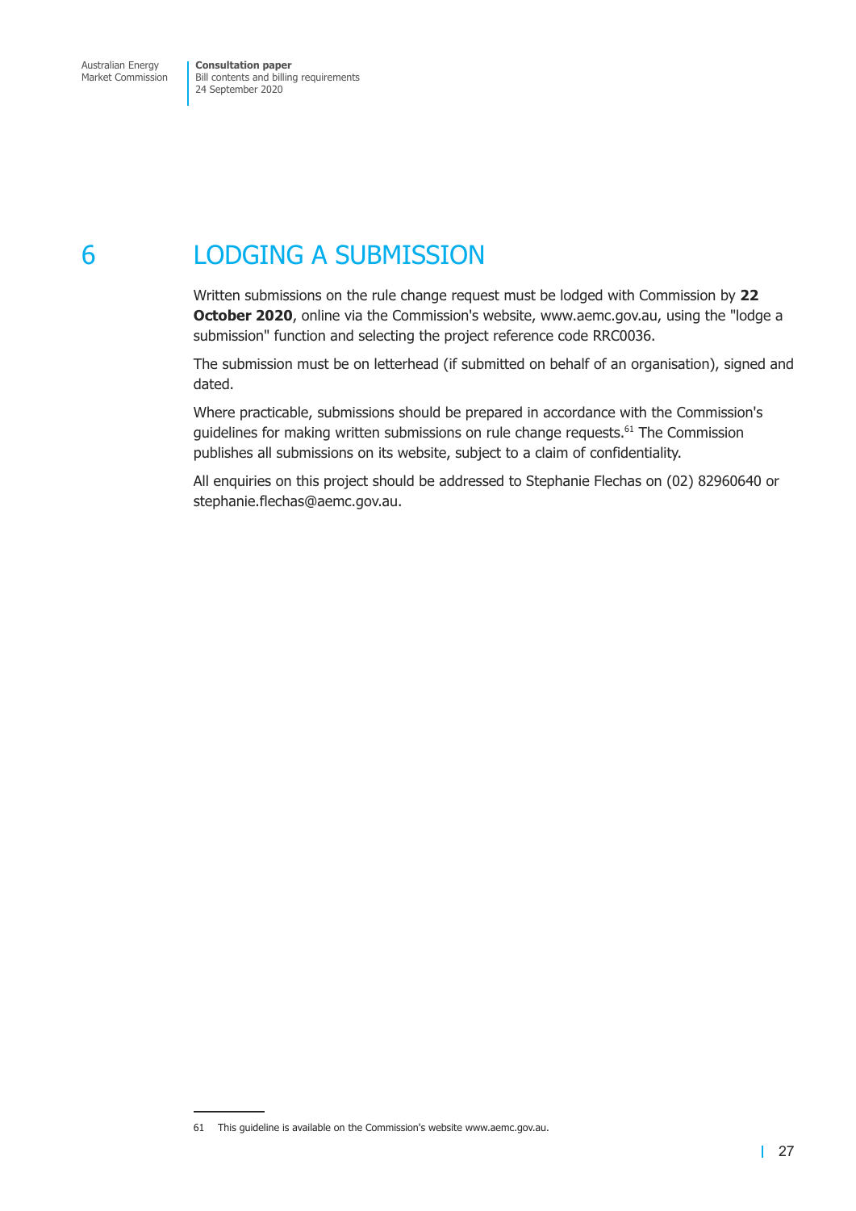# 6 LODGING A SUBMISSION

Written submissions on the rule change request must be lodged with Commission by **22 October 2020**, online via the Commission's website, www.aemc.gov.au, using the "lodge a submission" function and selecting the project reference code RRC0036.

The submission must be on letterhead (if submitted on behalf of an organisation), signed and dated.

Where practicable, submissions should be prepared in accordance with the Commission's guidelines for making written submissions on rule change requests.[61] The Commission publishes all submissions on its website, subject to a claim of confidentiality.

All enquiries on this project should be addressed to Stephanie Flechas on (02) 82960640 or stephanie.flechas@aemc.gov.au.

---

61 This guideline is available on the Commission's website www.aemc.gov.au.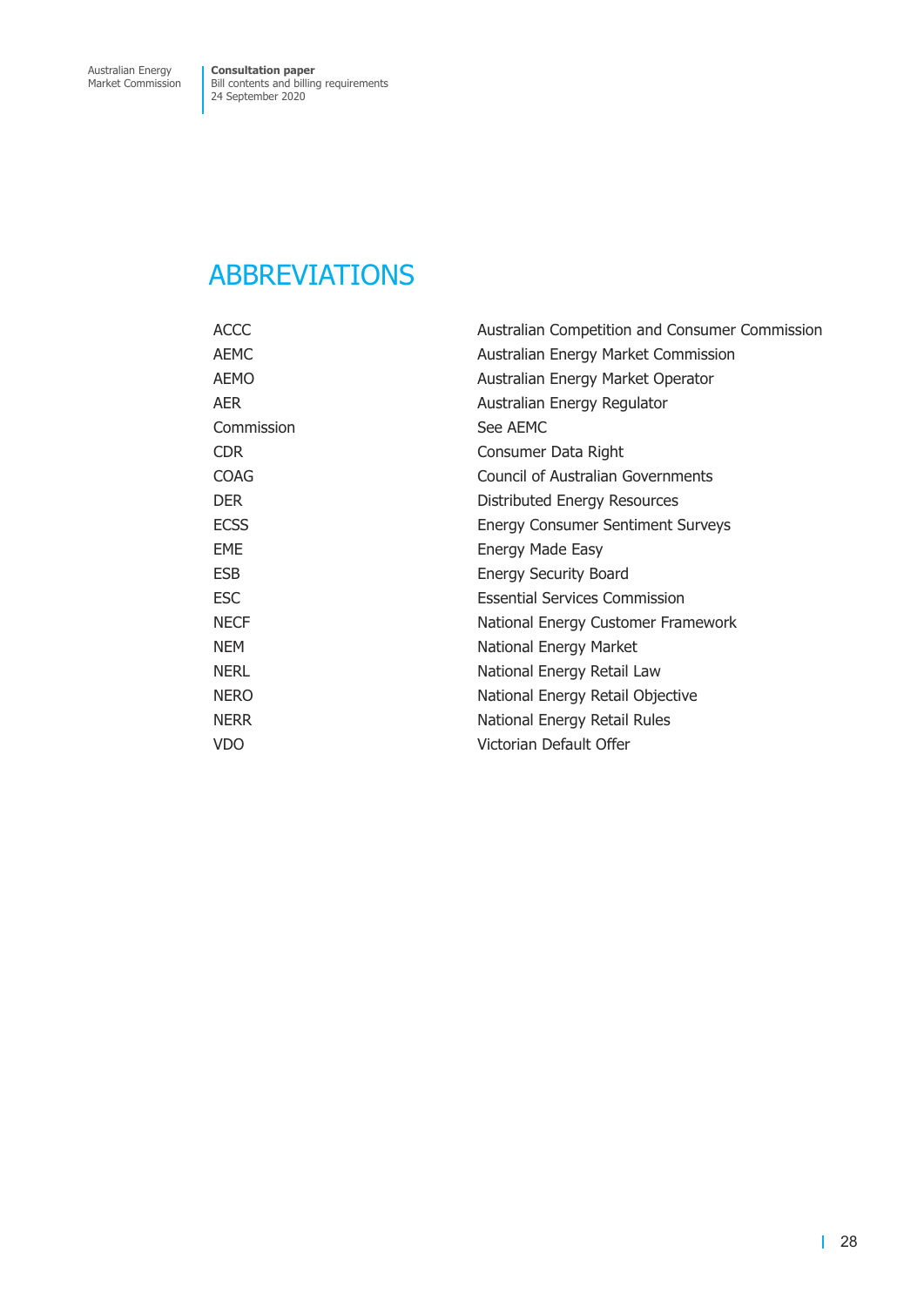# ABBREVIATIONS

| | |
|---|---|
| ACCC | Australian Competition and Consumer Commission |
| AEMC | Australian Energy Market Commission |
| AEMO | Australian Energy Market Operator |
| AER | Australian Energy Regulator |
| Commission | See AEMC |
| CDR | Consumer Data Right |
| COAG | Council of Australian Governments |
| DER | Distributed Energy Resources |
| ECSS | Energy Consumer Sentiment Surveys |
| EME | Energy Made Easy |
| ESB | Energy Security Board |
| ESC | Essential Services Commission |
| NECF | National Energy Customer Framework |
| NEM | National Energy Market |
| NERL | National Energy Retail Law |
| NERO | National Energy Retail Objective |
| NERR | National Energy Retail Rules |
| VDO | Victorian Default Offer |